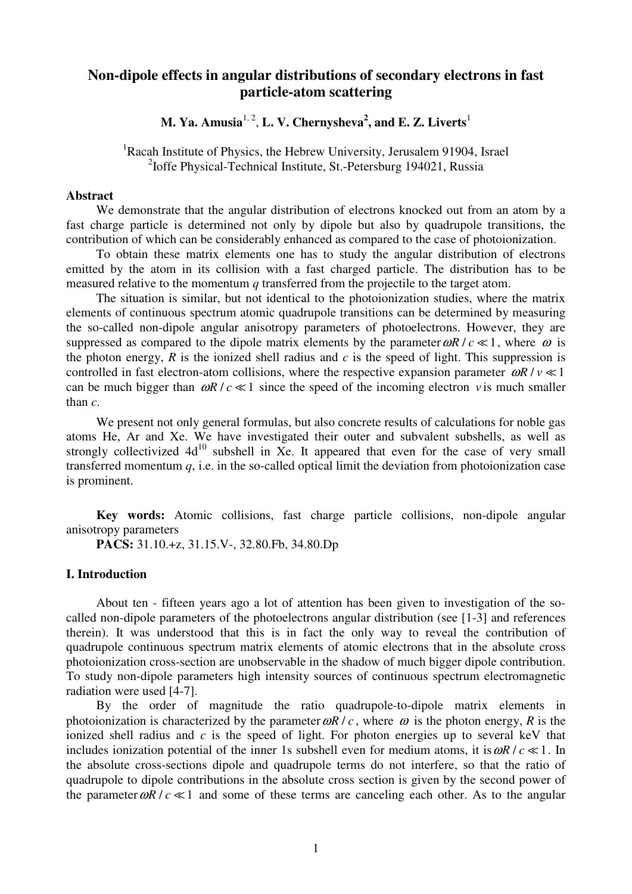# Non-dipole effects in angular distributions of secondary electrons in fast particle-atom scattering

**M. Ya. Amusia[1, 2], L. V. Chernysheva[2], and E. Z. Liverts[1]**

[1]Racah Institute of Physics, the Hebrew University, Jerusalem 91904, Israel
[2]Ioffe Physical-Technical Institute, St.-Petersburg 194021, Russia

**Abstract**

We demonstrate that the angular distribution of electrons knocked out from an atom by a fast charge particle is determined not only by dipole but also by quadrupole transitions, the contribution of which can be considerably enhanced as compared to the case of photoionization.

To obtain these matrix elements one has to study the angular distribution of electrons emitted by the atom in its collision with a fast charged particle. The distribution has to be measured relative to the momentum *q* transferred from the projectile to the target atom.

The situation is similar, but not identical to the photoionization studies, where the matrix elements of continuous spectrum atomic quadrupole transitions can be determined by measuring the so-called non-dipole angular anisotropy parameters of photoelectrons. However, they are suppressed as compared to the dipole matrix elements by the parameter $\omega R / c \ll 1$, where $\omega$ is the photon energy, *R* is the ionized shell radius and *c* is the speed of light. This suppression is controlled in fast electron-atom collisions, where the respective expansion parameter $\omega R / v \ll 1$ can be much bigger than $\omega R / c \ll 1$ since the speed of the incoming electron $v$ is much smaller than *c*.

We present not only general formulas, but also concrete results of calculations for noble gas atoms He, Ar and Xe. We have investigated their outer and subvalent subshells, as well as strongly collectivized $4d^{10}$ subshell in Xe. It appeared that even for the case of very small transferred momentum *q*, i.e. in the so-called optical limit the deviation from photoionization case is prominent.

**Key words:** Atomic collisions, fast charge particle collisions, non-dipole angular anisotropy parameters

**PACS:** 31.10.+z, 31.15.V-, 32.80.Fb, 34.80.Dp

## I. Introduction

About ten - fifteen years ago a lot of attention has been given to investigation of the so-called non-dipole parameters of the photoelectrons angular distribution (see [1-3] and references therein). It was understood that this is in fact the only way to reveal the contribution of quadrupole continuous spectrum matrix elements of atomic electrons that in the absolute cross photoionization cross-section are unobservable in the shadow of much bigger dipole contribution. To study non-dipole parameters high intensity sources of continuous spectrum electromagnetic radiation were used [4-7].

By the order of magnitude the ratio quadrupole-to-dipole matrix elements in photoionization is characterized by the parameter $\omega R / c$, where $\omega$ is the photon energy, *R* is the ionized shell radius and *c* is the speed of light. For photon energies up to several keV that includes ionization potential of the inner 1s subshell even for medium atoms, it is $\omega R / c \ll 1$. In the absolute cross-sections dipole and quadrupole terms do not interfere, so that the ratio of quadrupole to dipole contributions in the absolute cross section is given by the second power of the parameter $\omega R / c \ll 1$ and some of these terms are canceling each other. As to the angular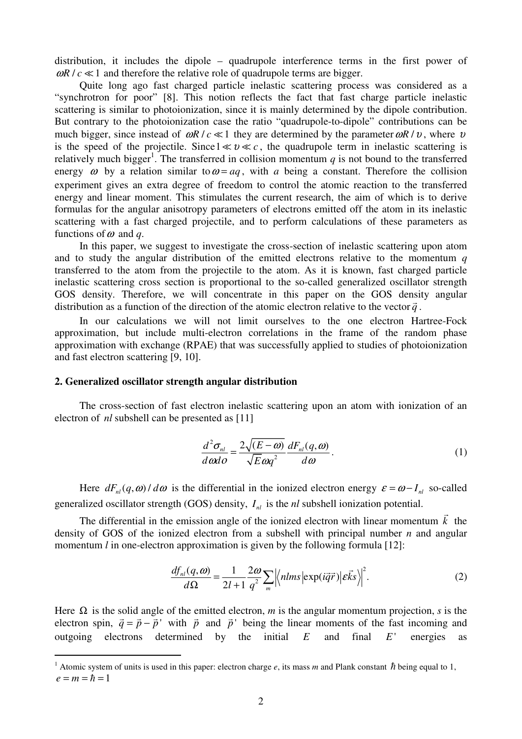distribution, it includes the dipole – quadrupole interference terms in the first power of $\omega R / c \ll 1$ and therefore the relative role of quadrupole terms are bigger.

Quite long ago fast charged particle inelastic scattering process was considered as a "synchrotron for poor" [8]. This notion reflects the fact that fast charge particle inelastic scattering is similar to photoionization, since it is mainly determined by the dipole contribution. But contrary to the photoionization case the ratio "quadrupole-to-dipole" contributions can be much bigger, since instead of $\omega R / c \ll 1$ they are determined by the parameter $\omega R / \upsilon$, where $\upsilon$ is the speed of the projectile. Since $1 \ll \upsilon \ll c$, the quadrupole term in inelastic scattering is relatively much bigger[1]. The transferred in collision momentum $q$ is not bound to the transferred energy $\omega$ by a relation similar to $\omega = aq$, with $a$ being a constant. Therefore the collision experiment gives an extra degree of freedom to control the atomic reaction to the transferred energy and linear moment. This stimulates the current research, the aim of which is to derive formulas for the angular anisotropy parameters of electrons emitted off the atom in its inelastic scattering with a fast charged projectile, and to perform calculations of these parameters as functions of $\omega$ and $q$.

In this paper, we suggest to investigate the cross-section of inelastic scattering upon atom and to study the angular distribution of the emitted electrons relative to the momentum $q$ transferred to the atom from the projectile to the atom. As it is known, fast charged particle inelastic scattering cross section is proportional to the so-called generalized oscillator strength GOS density. Therefore, we will concentrate in this paper on the GOS density angular distribution as a function of the direction of the atomic electron relative to the vector $\vec{q}$.

In our calculations we will not limit ourselves to the one electron Hartree-Fock approximation, but include multi-electron correlations in the frame of the random phase approximation with exchange (RPAE) that was successfully applied to studies of photoionization and fast electron scattering [9, 10].

## 2. Generalized oscillator strength angular distribution

The cross-section of fast electron inelastic scattering upon an atom with ionization of an electron of $nl$ subshell can be presented as [11]

$$\frac{d^2\sigma_{nl}}{d\omega do} = \frac{2\sqrt{(E-\omega)}}{\sqrt{E}\omega q^2}\frac{dF_{nl}(q,\omega)}{d\omega}. \tag{1}$$

Here $dF_{nl}(q,\omega)/d\omega$ is the differential in the ionized electron energy $\varepsilon = \omega - I_{nl}$ so-called generalized oscillator strength (GOS) density, $I_{nl}$ is the $nl$ subshell ionization potential.

The differential in the emission angle of the ionized electron with linear momentum $\vec{k}$ the density of GOS of the ionized electron from a subshell with principal number $n$ and angular momentum $l$ in one-electron approximation is given by the following formula [12]:

$$\frac{df_{nl}(q,\omega)}{d\Omega} = \frac{1}{2l+1}\frac{2\omega}{q^2}\sum_m \left|\left\langle nlms\left|\exp(i\vec{q}\vec{r})\right|\varepsilon\vec{k}s\right\rangle\right|^2. \tag{2}$$

Here $\Omega$ is the solid angle of the emitted electron, $m$ is the angular momentum projection, $s$ is the electron spin, $\vec{q} = \vec{p} - \vec{p}\,'$ with $\vec{p}$ and $\vec{p}\,'$ being the linear moments of the fast incoming and outgoing electrons determined by the initial $E$ and final $E'$ energies as

[1] Atomic system of units is used in this paper: electron charge $e$, its mass $m$ and Plank constant $\hbar$ being equal to 1, $e = m = \hbar = 1$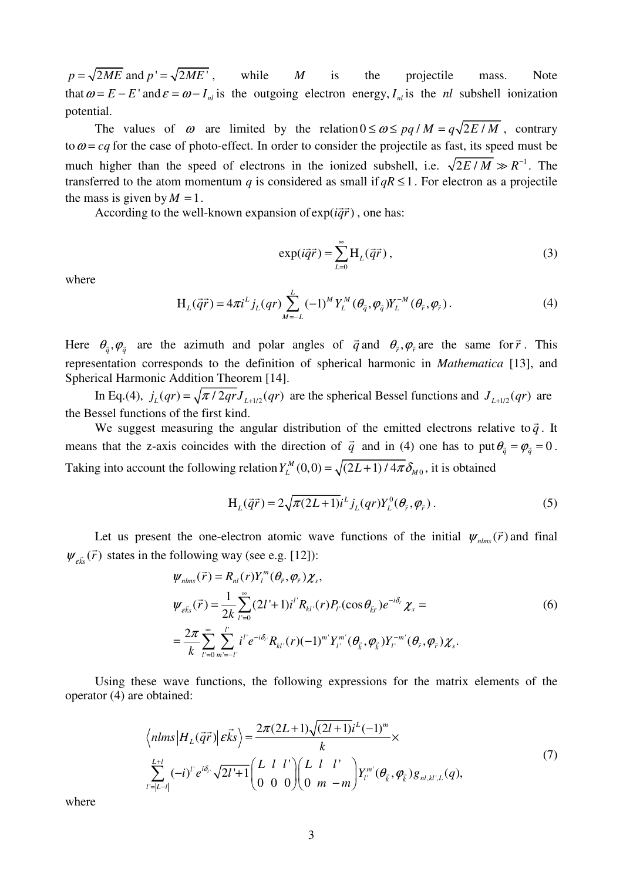$p = \sqrt{2ME}$ and $p' = \sqrt{2ME'}$, while $M$ is the projectile mass. Note that $\omega = E - E'$ and $\varepsilon = \omega - I_{nl}$ is the outgoing electron energy, $I_{nl}$ is the $nl$ subshell ionization potential.

The values of $\omega$ are limited by the relation $0 \le \omega \le pq/M = q\sqrt{2E/M}$, contrary to $\omega = cq$ for the case of photo-effect. In order to consider the projectile as fast, its speed must be much higher than the speed of electrons in the ionized subshell, i.e. $\sqrt{2E/M} \gg R^{-1}$. The transferred to the atom momentum $q$ is considered as small if $qR \le 1$. For electron as a projectile the mass is given by $M = 1$.

According to the well-known expansion of $\exp(i\vec{q}\vec{r})$, one has:

$$\exp(i\vec{q}\vec{r}) = \sum_{L=0}^{\infty} \mathrm{H}_L(\vec{q}\vec{r}), \tag{3}$$

where

$$\mathrm{H}_L(\vec{q}\vec{r}) = 4\pi i^L j_L(qr) \sum_{M=-L}^{L} (-1)^M Y_L^M(\theta_{\vec{q}}, \varphi_{\vec{q}}) Y_L^{-M}(\theta_{\vec{r}}, \varphi_{\vec{r}}). \tag{4}$$

Here $\theta_{\vec{q}}, \varphi_{\vec{q}}$ are the azimuth and polar angles of $\vec{q}$ and $\theta_{\vec{r}}, \varphi_{\vec{r}}$ are the same for $\vec{r}$. This representation corresponds to the definition of spherical harmonic in *Mathematica* [13], and Spherical Harmonic Addition Theorem [14].

In Eq.(4), $j_L(qr) = \sqrt{\pi/2qr}J_{L+1/2}(qr)$ are the spherical Bessel functions and $J_{L+1/2}(qr)$ are the Bessel functions of the first kind.

We suggest measuring the angular distribution of the emitted electrons relative to $\vec{q}$. It means that the z-axis coincides with the direction of $\vec{q}$ and in (4) one has to put $\theta_{\vec{q}} = \varphi_{\vec{q}} = 0$. Taking into account the following relation $Y_L^M(0,0) = \sqrt{(2L+1)/4\pi}\delta_{M0}$, it is obtained

$$\mathrm{H}_L(\vec{q}\vec{r}) = 2\sqrt{\pi(2L+1)} i^L j_L(qr) Y_L^0(\theta_{\vec{r}}, \varphi_{\vec{r}}). \tag{5}$$

Let us present the one-electron atomic wave functions of the initial $\psi_{nlms}(\vec{r})$ and final $\psi_{\varepsilon\vec{k}s}(\vec{r})$ states in the following way (see e.g. [12]):

$$\begin{aligned}
\psi_{nlms}(\vec{r}) &= R_{nl}(r) Y_l^m(\theta_{\vec{r}}, \varphi_{\vec{r}}) \chi_s, \\
\psi_{\varepsilon\vec{k}s}(\vec{r}) &= \frac{1}{2k} \sum_{l'=0}^{\infty} (2l'+1) i^{l'} R_{kl'}(r) P_{l'}(\cos\theta_{\vec{k}\vec{r}}) e^{-i\delta_{l'}} \chi_s = \\
&= \frac{2\pi}{k} \sum_{l'=0}^{\infty} \sum_{m'=-l'}^{l'} i^{l'} e^{-i\delta_{l'}} R_{kl'}(r) (-1)^{m'} Y_{l'}^{m'}(\theta_{\vec{k}}, \varphi_{\vec{k}}) Y_{l'}^{-m'}(\theta_{\vec{r}}, \varphi_{\vec{r}}) \chi_s.
\end{aligned} \tag{6}$$

Using these wave functions, the following expressions for the matrix elements of the operator (4) are obtained:

$$\begin{aligned}
\left\langle nlms \left| H_L(\vec{q}\vec{r}) \right| \varepsilon\vec{k}s \right\rangle &= \frac{2\pi(2L+1)\sqrt{(2l+1)} i^L (-1)^m}{k} \times \\
&\sum_{l'=|L-l|}^{L+l} (-i)^{l'} e^{i\delta_{l'}} \sqrt{2l'+1} \begin{pmatrix} L & l & l' \\ 0 & 0 & 0 \end{pmatrix} \begin{pmatrix} L & l & l' \\ 0 & m & -m \end{pmatrix} Y_{l'}^{m'}(\theta_{\vec{k}}, \varphi_{\vec{k}}) g_{nl,kl',L}(q),
\end{aligned} \tag{7}$$

where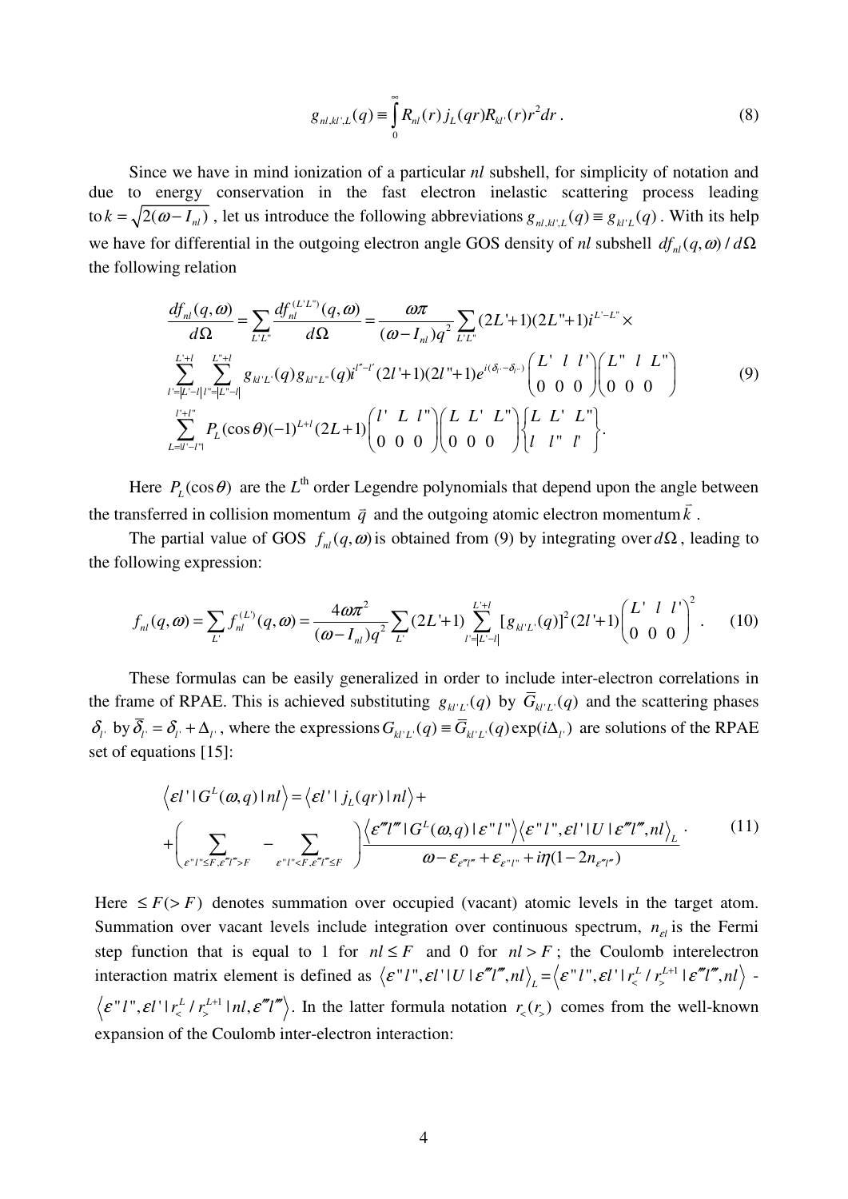$$g_{nl,kl',L}(q) \equiv \int_0^\infty R_{nl}(r) j_L(qr) R_{kl'}(r) r^2 dr \,. \tag{8}$$

Since we have in mind ionization of a particular $nl$ subshell, for simplicity of notation and due to energy conservation in the fast electron inelastic scattering process leading to $k = \sqrt{2(\omega - I_{nl})}$ , let us introduce the following abbreviations $g_{nl,kl',L}(q) \equiv g_{kl'L}(q)$ . With its help we have for differential in the outgoing electron angle GOS density of $nl$ subshell $df_{nl}(q,\omega)/d\Omega$ the following relation

$$\frac{df_{nl}(q,\omega)}{d\Omega} = \sum_{L'L''} \frac{df_{nl}^{(L'L'')}(q,\omega)}{d\Omega} = \frac{\omega\pi}{(\omega - I_{nl})q^2} \sum_{L'L''} (2L'+1)(2L''+1) i^{L'-L''} \times$$
$$\sum_{l'=|L'-l|}^{L'+l} \sum_{l''=|L''-l|}^{L''+l} g_{kl'L'}(q) g_{kl''L''}(q) i^{l''-l'} (2l'+1)(2l''+1) e^{i(\delta_{l'} - \delta_{l''})} \begin{pmatrix} L' & l & l' \\ 0 & 0 & 0 \end{pmatrix} \begin{pmatrix} L'' & l & L'' \\ 0 & 0 & 0 \end{pmatrix} \tag{9}$$
$$\sum_{L=|l'-l''|}^{l'+l''} P_L(\cos\theta)(-1)^{L+l}(2L+1) \begin{pmatrix} l' & L & l'' \\ 0 & 0 & 0 \end{pmatrix} \begin{pmatrix} L & L' & L'' \\ 0 & 0 & 0 \end{pmatrix} \begin{Bmatrix} L & L' & L'' \\ l & l'' & l' \end{Bmatrix}.$$

Here $P_L(\cos\theta)$ are the $L^{\text{th}}$ order Legendre polynomials that depend upon the angle between the transferred in collision momentum $\vec{q}$ and the outgoing atomic electron momentum $\vec{k}$ .

The partial value of GOS $f_{nl}(q,\omega)$ is obtained from (9) by integrating over $d\Omega$ , leading to the following expression:

$$f_{nl}(q,\omega) = \sum_{L'} f_{nl}^{(L')}(q,\omega) = \frac{4\omega\pi^2}{(\omega - I_{nl})q^2} \sum_{L'} (2L'+1) \sum_{l'=|L'-l|}^{L'+l} [g_{kl'L'}(q)]^2 (2l'+1) \begin{pmatrix} L' & l & l' \\ 0 & 0 & 0 \end{pmatrix}^2 . \tag{10}$$

These formulas can be easily generalized in order to include inter-electron correlations in the frame of RPAE. This is achieved substituting $g_{kl'L'}(q)$ by $\bar{G}_{kl'L'}(q)$ and the scattering phases $\delta_{l'}$ by $\bar{\delta}_{l'} = \delta_{l'} + \Delta_{l'}$ , where the expressions $G_{kl'L'}(q) \equiv \bar{G}_{kl'L'}(q)\exp(i\Delta_{l'})$ are solutions of the RPAE set of equations [15]:

$$\left\langle \varepsilon l' | G^L(\omega,q) | nl \right\rangle = \left\langle \varepsilon l' | j_L(qr) | nl \right\rangle +$$
$$+ \left( \sum_{\varepsilon''l'' \le F, \varepsilon'''l''' > F} - \sum_{\varepsilon''l'' < F, \varepsilon'''l''' \le F} \right) \frac{\left\langle \varepsilon'''l''' | G^L(\omega,q) | \varepsilon''l'' \right\rangle \left\langle \varepsilon''l'', \varepsilon l' | U | \varepsilon'''l''', nl \right\rangle_L}{\omega - \varepsilon_{\varepsilon'''l'''} + \varepsilon_{\varepsilon''l''} + i\eta(1 - 2n_{\varepsilon''l''})} \,. \tag{11}$$

Here $\le F (> F)$ denotes summation over occupied (vacant) atomic levels in the target atom. Summation over vacant levels include integration over continuous spectrum, $n_{\varepsilon l}$ is the Fermi step function that is equal to 1 for $nl \le F$ and 0 for $nl > F$ ; the Coulomb interelectron interaction matrix element is defined as $\left\langle \varepsilon''l'', \varepsilon l' | U | \varepsilon'''l''', nl \right\rangle_L = \left\langle \varepsilon''l'', \varepsilon l' | r_<^L / r_>^{L+1} | \varepsilon'''l''', nl \right\rangle$ - $\left\langle \varepsilon''l'', \varepsilon l' | r_<^L / r_>^{L+1} | nl, \varepsilon'''l''' \right\rangle$. In the latter formula notation $r_<(r_>)$ comes from the well-known expansion of the Coulomb inter-electron interaction: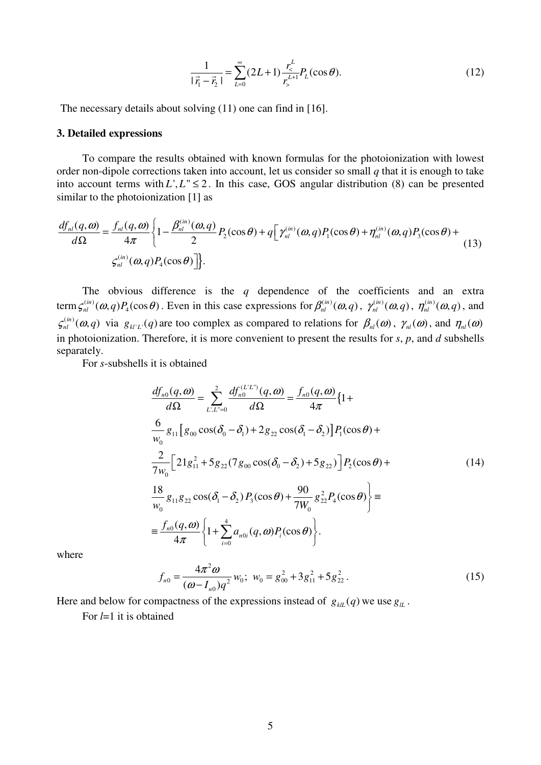$$\frac{1}{|\vec{r}_1 - \vec{r}_2|} = \sum_{L=0}^{\infty} (2L+1) \frac{r_<^L}{r_>^{L+1}} P_L(\cos\theta). \tag{12}$$

The necessary details about solving (11) one can find in [16].

### 3. Detailed expressions

To compare the results obtained with known formulas for the photoionization with lowest order non-dipole corrections taken into account, let us consider so small $q$ that it is enough to take into account terms with $L', L'' \le 2$. In this case, GOS angular distribution (8) can be presented similar to the photoionization [1] as

$$\frac{df_{nl}(q,\omega)}{d\Omega} = \frac{f_{nl}(q,\omega)}{4\pi}\left\{1 - \frac{\beta_{nl}^{(in)}(\omega,q)}{2} P_2(\cos\theta) + q\left[\gamma_{nl}^{(in)}(\omega,q) P_1(\cos\theta) + \eta_{nl}^{(in)}(\omega,q) P_3(\cos\theta) + \varsigma_{nl}^{(in)}(\omega,q) P_4(\cos\theta)\right]\right\}. \tag{13}$$

The obvious difference is the $q$ dependence of the coefficients and an extra term $\varsigma_{nl}^{(in)}(\omega,q) P_4(\cos\theta)$. Even in this case expressions for $\beta_{nl}^{(in)}(\omega,q)$, $\gamma_{nl}^{(in)}(\omega,q)$, $\eta_{nl}^{(in)}(\omega,q)$, and $\varsigma_{nl}^{(in)}(\omega,q)$ via $g_{kl'L'}(q)$ are too complex as compared to relations for $\beta_{nl}(\omega)$, $\gamma_{nl}(\omega)$, and $\eta_{nl}(\omega)$ in photoionization. Therefore, it is more convenient to present the results for *s*, *p*, and *d* subshells separately.

For *s*-subshells it is obtained

$$\begin{aligned}
\frac{df_{n0}(q,\omega)}{d\Omega} &= \sum_{L',L''=0}^{2} \frac{df_{n0}^{(L'L'')}(q,\omega)}{d\Omega} = \frac{f_{n0}(q,\omega)}{4\pi}\{1 + \\
&\frac{6}{w_0} g_{11}\left[g_{00}\cos(\delta_0 - \delta_1) + 2g_{22}\cos(\delta_1 - \delta_2)\right] P_1(\cos\theta) + \\
&\frac{2}{7w_0}\left[21g_{11}^2 + 5g_{22}(7g_{00}\cos(\delta_0 - \delta_2) + 5g_{22})\right] P_2(\cos\theta) + \\
&\left.\frac{18}{w_0} g_{11} g_{22}\cos(\delta_1 - \delta_2) P_3(\cos\theta) + \frac{90}{7W_0} g_{22}^2 P_4(\cos\theta)\right\} \equiv \\
&\equiv \frac{f_{n0}(q,\omega)}{4\pi}\left\{1 + \sum_{i=0}^{4} a_{n0i}(q,\omega) P_i(\cos\theta)\right\}.
\end{aligned} \tag{14}$$

where

$$f_{n0} = \frac{4\pi^2\omega}{(\omega - I_{n0})q^2} w_0;\; w_0 = g_{00}^2 + 3g_{11}^2 + 5g_{22}^2. \tag{15}$$

Here and below for compactness of the expressions instead of $g_{klL}(q)$ we use $g_{lL}$.

For $l$=1 it is obtained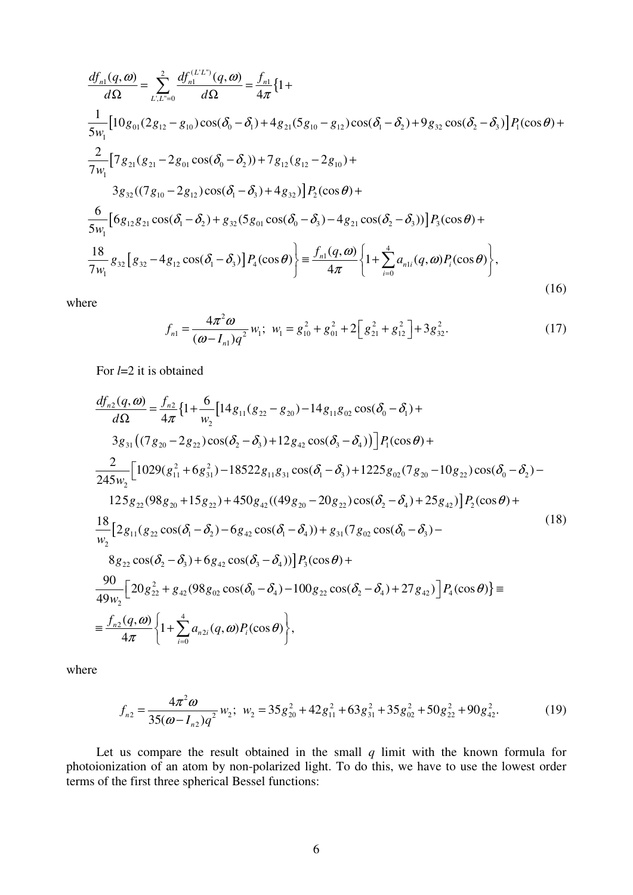$$
\begin{aligned}
&\frac{df_{n1}(q,\omega)}{d\Omega} = \sum_{L',L''=0}^{2} \frac{df_{n1}^{(L'L'')}(q,\omega)}{d\Omega} = \frac{f_{n1}}{4\pi}\{1+ \\
&\frac{1}{5w_1}\left[10g_{01}(2g_{12}-g_{10})\cos(\delta_0-\delta_1)+4g_{21}(5g_{10}-g_{12})\cos(\delta_1-\delta_2)+9g_{32}\cos(\delta_2-\delta_3)\right]P_1(\cos\theta)+ \\
&\frac{2}{7w_1}\left[7g_{21}(g_{21}-2g_{01}\cos(\delta_0-\delta_2))+7g_{12}(g_{12}-2g_{10})+\right. \\
&\qquad \left. 3g_{32}((7g_{10}-2g_{12})\cos(\delta_1-\delta_3)+4g_{32})\right]P_2(\cos\theta)+ \\
&\frac{6}{5w_1}\left[6g_{12}g_{21}\cos(\delta_1-\delta_2)+g_{32}(5g_{01}\cos(\delta_0-\delta_3)-4g_{21}\cos(\delta_2-\delta_3))\right]P_3(\cos\theta)+ \\
&\left.\frac{18}{7w_1}g_{32}\left[g_{32}-4g_{12}\cos(\delta_1-\delta_3)\right]P_4(\cos\theta)\right\} \equiv \frac{f_{n1}(q,\omega)}{4\pi}\left\{1+\sum_{i=0}^{4}a_{n1i}(q,\omega)P_i(\cos\theta)\right\},
\end{aligned}
\tag{16}
$$

where

$$
f_{n1} = \frac{4\pi^2\omega}{(\omega-I_{n1})q^2}w_1;\;\; w_1 = g_{10}^2+g_{01}^2+2\left[g_{21}^2+g_{12}^2\right]+3g_{32}^2. \tag{17}
$$

For $l$=2 it is obtained

$$
\begin{aligned}
&\frac{df_{n2}(q,\omega)}{d\Omega} = \frac{f_{n2}}{4\pi}\{1+\frac{6}{w_2}\left[14g_{11}(g_{22}-g_{20})-14g_{11}g_{02}\cos(\delta_0-\delta_1)+\right. \\
&\qquad \left. 3g_{31}\left((7g_{20}-2g_{22})\cos(\delta_2-\delta_3)+12g_{42}\cos(\delta_3-\delta_4)\right)\right]P_1(\cos\theta)+ \\
&\frac{2}{245w_2}\left[1029(g_{11}^2+6g_{31}^2)-18522g_{11}g_{31}\cos(\delta_1-\delta_3)+1225g_{02}(7g_{20}-10g_{22})\cos(\delta_0-\delta_2)-\right. \\
&\qquad \left. 125g_{22}(98g_{20}+15g_{22})+450g_{42}((49g_{20}-20g_{22})\cos(\delta_2-\delta_4)+25g_{42})\right]P_2(\cos\theta)+ \\
&\frac{18}{w_2}\left[2g_{11}(g_{22}\cos(\delta_1-\delta_2)-6g_{42}\cos(\delta_1-\delta_4))+g_{31}(7g_{02}\cos(\delta_0-\delta_3)-\right. \\
&\qquad \left. 8g_{22}\cos(\delta_2-\delta_3)+6g_{42}\cos(\delta_3-\delta_4))\right]P_3(\cos\theta)+ \\
&\frac{90}{49w_2}\left[20g_{22}^2+g_{42}(98g_{02}\cos(\delta_0-\delta_4)-100g_{22}\cos(\delta_2-\delta_4)+27g_{42})\right]P_4(\cos\theta)\} \equiv \\
&\equiv \frac{f_{n2}(q,\omega)}{4\pi}\left\{1+\sum_{i=0}^{4}a_{n2i}(q,\omega)P_i(\cos\theta)\right\},
\end{aligned}
\tag{18}
$$

where

$$
f_{n2} = \frac{4\pi^2\omega}{35(\omega-I_{n2})q^2}w_2;\;\; w_2 = 35g_{20}^2+42g_{11}^2+63g_{31}^2+35g_{02}^2+50g_{22}^2+90g_{42}^2. \tag{19}
$$

Let us compare the result obtained in the small $q$ limit with the known formula for photoionization of an atom by non-polarized light. To do this, we have to use the lowest order terms of the first three spherical Bessel functions: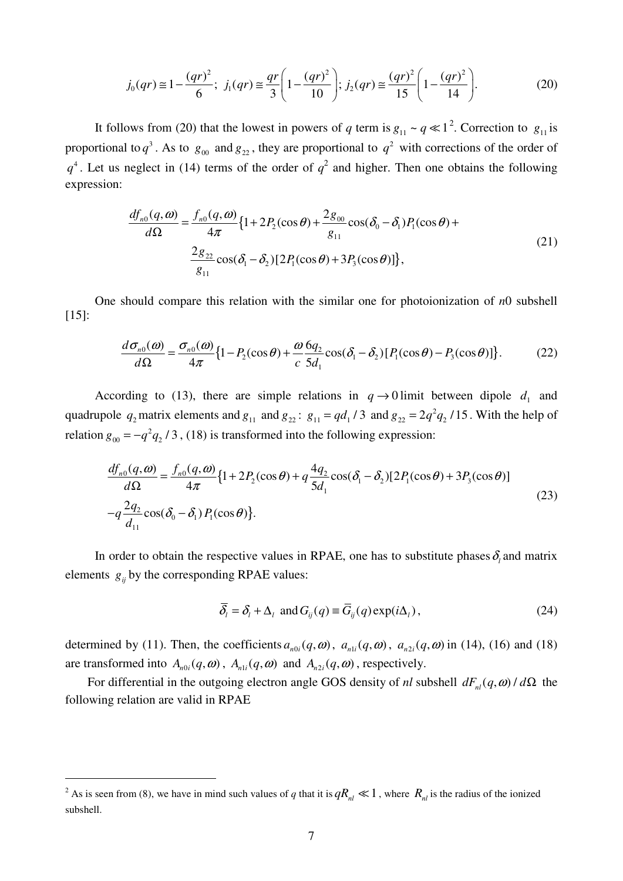$$j_0(qr) \cong 1 - \frac{(qr)^2}{6};\ j_1(qr) \cong \frac{qr}{3}\left(1 - \frac{(qr)^2}{10}\right);\ j_2(qr) \cong \frac{(qr)^2}{15}\left(1 - \frac{(qr)^2}{14}\right). \tag{20}$$

It follows from (20) that the lowest in powers of $q$ term is $g_{11} \sim q \ll 1$ [2]. Correction to $g_{11}$ is proportional to $q^3$. As to $g_{00}$ and $g_{22}$, they are proportional to $q^2$ with corrections of the order of $q^4$. Let us neglect in (14) terms of the order of $q^2$ and higher. Then one obtains the following expression:

$$\begin{aligned}\frac{df_{n0}(q,\omega)}{d\Omega} = \frac{f_{n0}(q,\omega)}{4\pi}\Big\{&1 + 2P_2(\cos\theta) + \frac{2g_{00}}{g_{11}}\cos(\delta_0 - \delta_1)P_1(\cos\theta) + \\ &\frac{2g_{22}}{g_{11}}\cos(\delta_1 - \delta_2)[2P_1(\cos\theta) + 3P_3(\cos\theta)]\Big\},\end{aligned} \tag{21}$$

One should compare this relation with the similar one for photoionization of $n0$ subshell [15]:

$$\frac{d\sigma_{n0}(\omega)}{d\Omega} = \frac{\sigma_{n0}(\omega)}{4\pi}\left\{1 - P_2(\cos\theta) + \frac{\omega}{c}\frac{6q_2}{5d_1}\cos(\delta_1 - \delta_2)[P_1(\cos\theta) - P_3(\cos\theta)]\right\}. \tag{22}$$

According to (13), there are simple relations in $q \to 0$ limit between dipole $d_1$ and quadrupole $q_2$ matrix elements and $g_{11}$ and $g_{22}$: $g_{11} = qd_1/3$ and $g_{22} = 2q^2q_2/15$. With the help of relation $g_{00} = -q^2q_2/3$, (18) is transformed into the following expression:

$$\begin{aligned}\frac{df_{n0}(q,\omega)}{d\Omega} = \frac{f_{n0}(q,\omega)}{4\pi}\Big\{&1 + 2P_2(\cos\theta) + q\frac{4q_2}{5d_1}\cos(\delta_1 - \delta_2)[2P_1(\cos\theta) + 3P_3(\cos\theta)] \\ &-q\frac{2q_2}{d_{11}}\cos(\delta_0 - \delta_1)P_1(\cos\theta)\Big\}.\end{aligned} \tag{23}$$

In order to obtain the respective values in RPAE, one has to substitute phases $\delta_l$ and matrix elements $g_{ij}$ by the corresponding RPAE values:

$$\bar{\bar{\delta}}_l = \delta_l + \Delta_l \ \text{ and } G_{ij}(q) \equiv \bar{G}_{ij}(q)\exp(i\Delta_l), \tag{24}$$

determined by (11). Then, the coefficients $a_{n0i}(q,\omega)$, $a_{n1i}(q,\omega)$, $a_{n2i}(q,\omega)$ in (14), (16) and (18) are transformed into $A_{n0i}(q,\omega)$, $A_{n1i}(q,\omega)$ and $A_{n2i}(q,\omega)$, respectively.

For differential in the outgoing electron angle GOS density of $nl$ subshell $dF_{nl}(q,\omega)/d\Omega$ the following relation are valid in RPAE

---

[2] As is seen from (8), we have in mind such values of $q$ that it is $qR_{nl} \ll 1$, where $R_{nl}$ is the radius of the ionized subshell.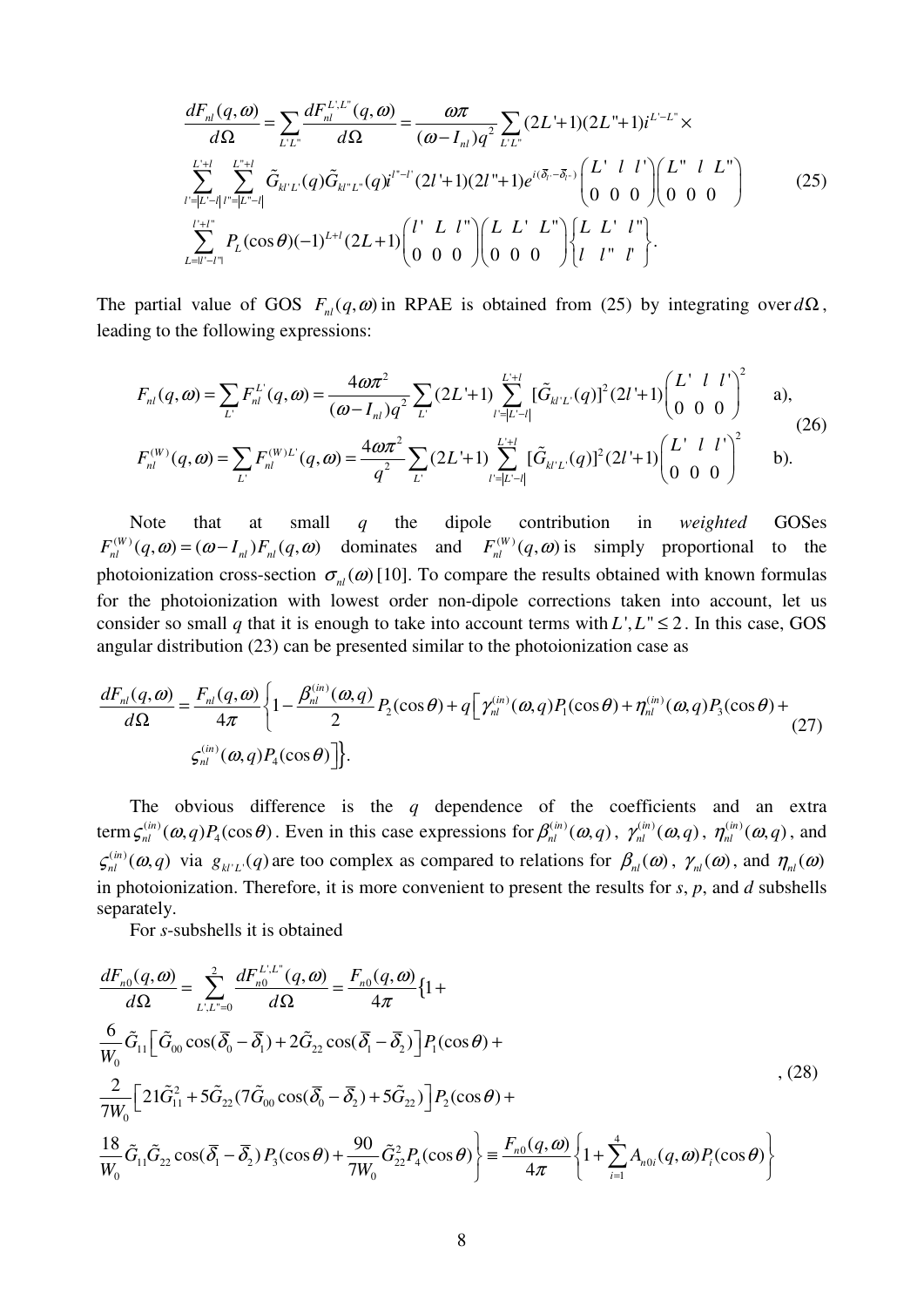$$\frac{dF_{nl}(q,\omega)}{d\Omega} = \sum_{L'L''} \frac{dF_{nl}^{L',L''}(q,\omega)}{d\Omega} = \frac{\omega\pi}{(\omega - I_{nl})q^2} \sum_{L'L''} (2L'+1)(2L''+1) i^{L'-L''} \times$$
$$\sum_{l'=|L'-l|}^{L'+l} \sum_{l''=|L''-l|}^{L''+l} \tilde{G}_{kl'L'}(q) \tilde{G}_{kl''L''}(q) i^{l''-l'} (2l'+1)(2l''+1) e^{i(\bar{\delta}_{l'} - \bar{\delta}_{l''})} \begin{pmatrix} L' & l & l' \\ 0 & 0 & 0 \end{pmatrix} \begin{pmatrix} L'' & l & L'' \\ 0 & 0 & 0 \end{pmatrix} \qquad (25)$$
$$\sum_{L=|l'-l''|}^{l'+l''} P_L(\cos\theta)(-1)^{L+l}(2L+1) \begin{pmatrix} l' & L & l'' \\ 0 & 0 & 0 \end{pmatrix} \begin{pmatrix} L & L' & L'' \\ 0 & 0 & 0 \end{pmatrix} \begin{Bmatrix} L & L' & l'' \\ l & l'' & l' \end{Bmatrix}.$$

The partial value of GOS $F_{nl}(q,\omega)$ in RPAE is obtained from (25) by integrating over $d\Omega$, leading to the following expressions:

$$F_{nl}(q,\omega) = \sum_{L'} F_{nl}^{L'}(q,\omega) = \frac{4\omega\pi^2}{(\omega - I_{nl})q^2} \sum_{L'} (2L'+1) \sum_{l'=|L'-l|}^{L'+l} [\tilde{G}_{kl'L'}(q)]^2 (2l'+1) \begin{pmatrix} L' & l & l' \\ 0 & 0 & 0 \end{pmatrix}^2 \qquad \text{a),}$$
$$F_{nl}^{(W)}(q,\omega) = \sum_{L'} F_{nl}^{(W)L'}(q,\omega) = \frac{4\omega\pi^2}{q^2} \sum_{L'} (2L'+1) \sum_{l'=|L'-l|}^{L'+l} [\tilde{G}_{kl'L'}(q)]^2 (2l'+1) \begin{pmatrix} L' & l & l' \\ 0 & 0 & 0 \end{pmatrix}^2 \qquad \text{b).} \qquad (26)$$

Note that at small $q$ the dipole contribution in *weighted* GOSes $F_{nl}^{(W)}(q,\omega) = (\omega - I_{nl}) F_{nl}(q,\omega)$ dominates and $F_{nl}^{(W)}(q,\omega)$ is simply proportional to the photoionization cross-section $\sigma_{nl}(\omega)$ [10]. To compare the results obtained with known formulas for the photoionization with lowest order non-dipole corrections taken into account, let us consider so small $q$ that it is enough to take into account terms with $L', L'' \le 2$. In this case, GOS angular distribution (23) can be presented similar to the photoionization case as

$$\frac{dF_{nl}(q,\omega)}{d\Omega} = \frac{F_{nl}(q,\omega)}{4\pi} \left\{ 1 - \frac{\beta_{nl}^{(in)}(\omega,q)}{2} P_2(\cos\theta) + q\left[ \gamma_{nl}^{(in)}(\omega,q) P_1(\cos\theta) + \eta_{nl}^{(in)}(\omega,q) P_3(\cos\theta) + \right.\right.$$
$$\left.\left. \varsigma_{nl}^{(in)}(\omega,q) P_4(\cos\theta) \right] \right\}. \qquad (27)$$

The obvious difference is the $q$ dependence of the coefficients and an extra term $\varsigma_{nl}^{(in)}(\omega,q) P_4(\cos\theta)$. Even in this case expressions for $\beta_{nl}^{(in)}(\omega,q)$, $\gamma_{nl}^{(in)}(\omega,q)$, $\eta_{nl}^{(in)}(\omega,q)$, and $\varsigma_{nl}^{(in)}(\omega,q)$ via $g_{kl'L'}(q)$ are too complex as compared to relations for $\beta_{nl}(\omega)$, $\gamma_{nl}(\omega)$, and $\eta_{nl}(\omega)$ in photoionization. Therefore, it is more convenient to present the results for *s*, *p*, and *d* subshells separately.

For *s*-subshells it is obtained

$$\frac{dF_{n0}(q,\omega)}{d\Omega} = \sum_{L',L''=0}^{2} \frac{dF_{n0}^{L',L''}(q,\omega)}{d\Omega} = \frac{F_{n0}(q,\omega)}{4\pi} \{ 1 +$$
$$\frac{6}{W_0} \tilde{G}_{11} \left[ \tilde{G}_{00} \cos(\bar{\delta}_0 - \bar{\delta}_1) + 2\tilde{G}_{22} \cos(\bar{\delta}_1 - \bar{\delta}_2) \right] P_1(\cos\theta) +$$
$$\frac{2}{7W_0} \left[ 21\tilde{G}_{11}^2 + 5\tilde{G}_{22}(7\tilde{G}_{00}\cos(\bar{\delta}_0 - \bar{\delta}_2) + 5\tilde{G}_{22}) \right] P_2(\cos\theta) + \qquad (28)$$
$$\left. \frac{18}{W_0} \tilde{G}_{11} \tilde{G}_{22} \cos(\bar{\delta}_1 - \bar{\delta}_2) P_3(\cos\theta) + \frac{90}{7W_0} \tilde{G}_{22}^2 P_4(\cos\theta) \right\} \equiv \frac{F_{n0}(q,\omega)}{4\pi} \left\{ 1 + \sum_{i=1}^{4} A_{n0i}(q,\omega) P_i(\cos\theta) \right\}$$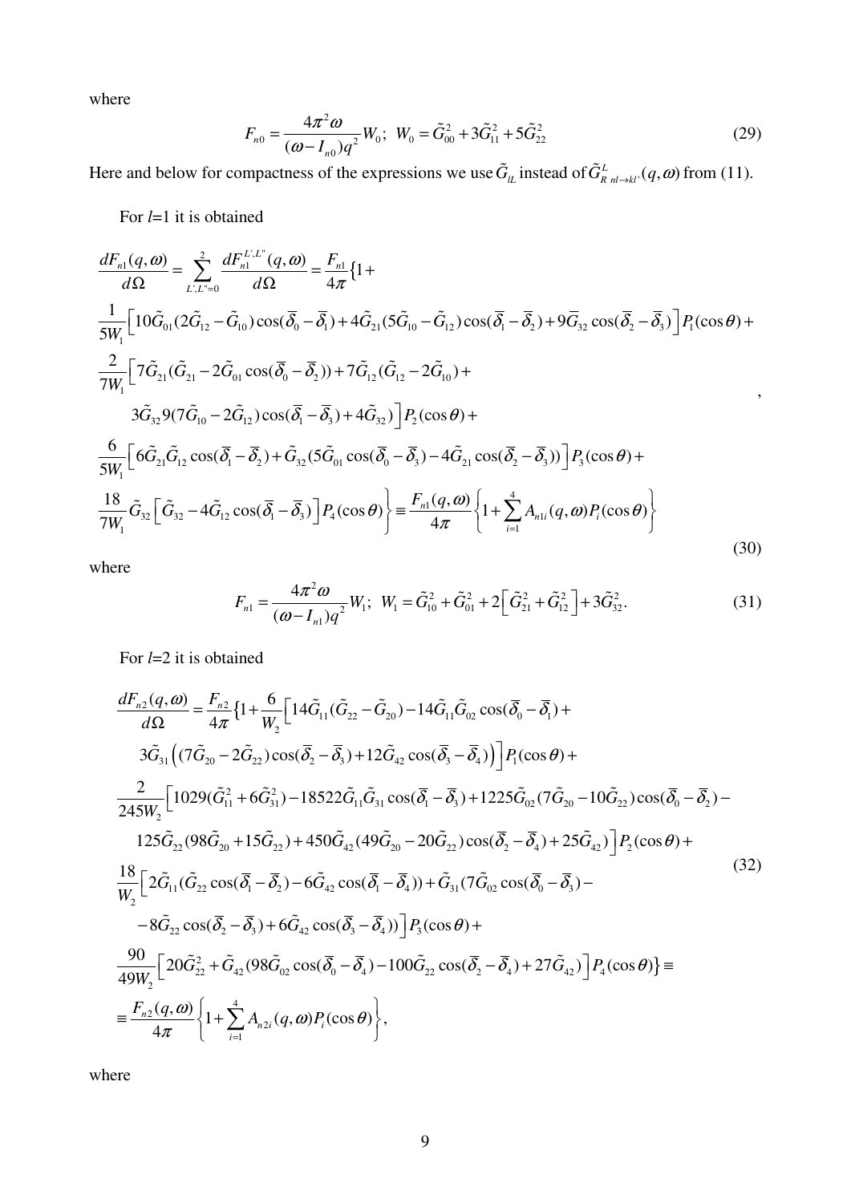where

$$F_{n0} = \frac{4\pi^2\omega}{(\omega - I_{n0})q^2} W_0;\;\; W_0 = \tilde{G}_{00}^2 + 3\tilde{G}_{11}^2 + 5\tilde{G}_{22}^2 \tag{29}$$

Here and below for compactness of the expressions we use $\tilde{G}_{lL}$ instead of $\tilde{G}^{L}_{R\,nl\to kl'}(q,\omega)$ from (11).

For $l$=1 it is obtained

$$\begin{aligned}
&\frac{dF_{n1}(q,\omega)}{d\Omega} = \sum_{L',L''=0}^{2} \frac{dF_{n1}^{L',L''}(q,\omega)}{d\Omega} = \frac{F_{n1}}{4\pi}\Big\{1 + \\
&\frac{1}{5W_1}\Big[10\tilde{G}_{01}(2\tilde{G}_{12} - \tilde{G}_{10})\cos(\bar{\delta}_0 - \bar{\delta}_1) + 4\tilde{G}_{21}(5\tilde{G}_{10} - \tilde{G}_{12})\cos(\bar{\delta}_1 - \bar{\delta}_2) + 9\bar{G}_{32}\cos(\bar{\delta}_2 - \bar{\delta}_3)\Big]P_1(\cos\theta) + \\
&\frac{2}{7W_1}\Big[7\tilde{G}_{21}(\tilde{G}_{21} - 2\tilde{G}_{01}\cos(\bar{\delta}_0 - \bar{\delta}_2)) + 7\tilde{G}_{12}(\tilde{G}_{12} - 2\tilde{G}_{10}) + \\
&\quad 3\tilde{G}_{32}9(7\tilde{G}_{10} - 2\tilde{G}_{12})\cos(\bar{\delta}_1 - \bar{\delta}_3) + 4\tilde{G}_{32})\Big]P_2(\cos\theta) + \\
&\frac{6}{5W_1}\Big[6\tilde{G}_{21}\tilde{G}_{12}\cos(\bar{\delta}_1 - \bar{\delta}_2) + \tilde{G}_{32}(5\tilde{G}_{01}\cos(\bar{\delta}_0 - \bar{\delta}_3) - 4\tilde{G}_{21}\cos(\bar{\delta}_2 - \bar{\delta}_3))\Big]P_3(\cos\theta) + \\
&\frac{18}{7W_1}\tilde{G}_{32}\Big[\tilde{G}_{32} - 4\tilde{G}_{12}\cos(\bar{\delta}_1 - \bar{\delta}_3)\Big]P_4(\cos\theta)\Big\} \equiv \frac{F_{n1}(q,\omega)}{4\pi}\left\{1 + \sum_{i=1}^{4} A_{n1i}(q,\omega)P_i(\cos\theta)\right\}
\end{aligned}, \tag{30}$$

where

$$F_{n1} = \frac{4\pi^2\omega}{(\omega - I_{n1})q^2} W_1;\;\; W_1 = \tilde{G}_{10}^2 + \tilde{G}_{01}^2 + 2\Big[\tilde{G}_{21}^2 + \tilde{G}_{12}^2\Big] + 3\tilde{G}_{32}^2. \tag{31}$$

For $l$=2 it is obtained

$$\begin{aligned}
&\frac{dF_{n2}(q,\omega)}{d\Omega} = \frac{F_{n2}}{4\pi}\Big\{1 + \frac{6}{W_2}\Big[14\tilde{G}_{11}(\tilde{G}_{22} - \tilde{G}_{20}) - 14\tilde{G}_{11}\tilde{G}_{02}\cos(\bar{\delta}_0 - \bar{\delta}_1) + \\
&\quad 3\tilde{G}_{31}\Big((7\tilde{G}_{20} - 2\tilde{G}_{22})\cos(\bar{\delta}_2 - \bar{\delta}_3) + 12\tilde{G}_{42}\cos(\bar{\delta}_3 - \bar{\delta}_4)\Big)\Big]P_1(\cos\theta) + \\
&\frac{2}{245W_2}\Big[1029(\tilde{G}_{11}^2 + 6\tilde{G}_{31}^2) - 18522\tilde{G}_{11}\tilde{G}_{31}\cos(\bar{\delta}_1 - \bar{\delta}_3) + 1225\tilde{G}_{02}(7\tilde{G}_{20} - 10\tilde{G}_{22})\cos(\bar{\delta}_0 - \bar{\delta}_2) - \\
&\quad 125\tilde{G}_{22}(98\tilde{G}_{20} + 15\tilde{G}_{22}) + 450\tilde{G}_{42}(49\tilde{G}_{20} - 20\tilde{G}_{22})\cos(\bar{\delta}_2 - \bar{\delta}_4) + 25\tilde{G}_{42})\Big]P_2(\cos\theta) + \\
&\frac{18}{W_2}\Big[2\tilde{G}_{11}(\tilde{G}_{22}\cos(\bar{\delta}_1 - \bar{\delta}_2) - 6\tilde{G}_{42}\cos(\bar{\delta}_1 - \bar{\delta}_4)) + \tilde{G}_{31}(7\tilde{G}_{02}\cos(\bar{\delta}_0 - \bar{\delta}_3) - \\
&\quad -8\tilde{G}_{22}\cos(\bar{\delta}_2 - \bar{\delta}_3) + 6\tilde{G}_{42}\cos(\bar{\delta}_3 - \bar{\delta}_4))\Big]P_3(\cos\theta) + \\
&\frac{90}{49W_2}\Big[20\tilde{G}_{22}^2 + \tilde{G}_{42}(98\tilde{G}_{02}\cos(\bar{\delta}_0 - \bar{\delta}_4) - 100\tilde{G}_{22}\cos(\bar{\delta}_2 - \bar{\delta}_4) + 27\tilde{G}_{42})\Big]P_4(\cos\theta)\Big\} \equiv \\
&\equiv \frac{F_{n2}(q,\omega)}{4\pi}\left\{1 + \sum_{i=1}^{4} A_{n2i}(q,\omega)P_i(\cos\theta)\right\},
\end{aligned} \tag{32}$$

where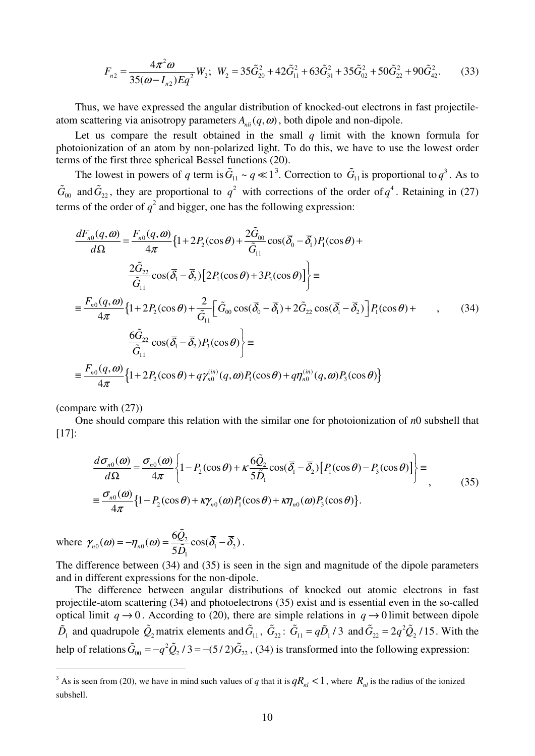$$F_{n2} = \frac{4\pi^2\omega}{35(\omega - I_{n2})Eq^2}W_2;\;\; W_2 = 35\tilde{G}_{20}^2 + 42\tilde{G}_{11}^2 + 63\tilde{G}_{31}^2 + 35\tilde{G}_{02}^2 + 50\tilde{G}_{22}^2 + 90\tilde{G}_{42}^2. \qquad (33)$$

Thus, we have expressed the angular distribution of knocked-out electrons in fast projectile-atom scattering via anisotropy parameters $A_{nli}(q,\omega)$, both dipole and non-dipole.

Let us compare the result obtained in the small $q$ limit with the known formula for photoionization of an atom by non-polarized light. To do this, we have to use the lowest order terms of the first three spherical Bessel functions (20).

The lowest in powers of $q$ term is $\tilde{G}_{11} \sim q \ll 1$[3]. Correction to $\tilde{G}_{11}$ is proportional to $q^3$. As to $\tilde{G}_{00}$ and $\tilde{G}_{22}$, they are proportional to $q^2$ with corrections of the order of $q^4$. Retaining in (27) terms of the order of $q^2$ and bigger, one has the following expression:

$$\begin{aligned}
\frac{dF_{n0}(q,\omega)}{d\Omega} &= \frac{F_{n0}(q,\omega)}{4\pi}\Big\{1 + 2P_2(\cos\theta) + \frac{2\tilde{G}_{00}}{\tilde{G}_{11}}\cos(\bar{\delta}_0 - \bar{\delta}_1)P_1(\cos\theta) + \\
&\qquad \frac{2\tilde{G}_{22}}{\tilde{G}_{11}}\cos(\bar{\delta}_1 - \bar{\delta}_2)\left[2P_1(\cos\theta) + 3P_3(\cos\theta)\right]\Big\} \equiv \\
&\equiv \frac{F_{n0}(q,\omega)}{4\pi}\Big\{1 + 2P_2(\cos\theta) + \frac{2}{\tilde{G}_{11}}\left[\tilde{G}_{00}\cos(\bar{\delta}_0 - \bar{\delta}_1) + 2\tilde{G}_{22}\cos(\bar{\delta}_1 - \bar{\delta}_2)\right]P_1(\cos\theta) + \\
&\qquad \frac{6\tilde{G}_{22}}{\tilde{G}_{11}}\cos(\bar{\delta}_1 - \bar{\delta}_2)P_3(\cos\theta)\Big\} \equiv \\
&\equiv \frac{F_{n0}(q,\omega)}{4\pi}\left\{1 + 2P_2(\cos\theta) + q\gamma_{n0}^{(in)}(q,\omega)P_1(\cos\theta) + q\eta_{n0}^{(in)}(q,\omega)P_3(\cos\theta)\right\}
\end{aligned} \qquad (34)$$

(compare with (27))

One should compare this relation with the similar one for photoionization of $n0$ subshell that [17]:

$$\begin{aligned}
\frac{d\sigma_{n0}(\omega)}{d\Omega} &= \frac{\sigma_{n0}(\omega)}{4\pi}\left\{1 - P_2(\cos\theta) + \kappa\frac{6\tilde{Q}_2}{5\tilde{D}_1}\cos(\bar{\delta}_1 - \bar{\delta}_2)\left[P_1(\cos\theta) - P_3(\cos\theta)\right]\right\} \equiv \\
&\equiv \frac{\sigma_{n0}(\omega)}{4\pi}\left\{1 - P_2(\cos\theta) + \kappa\gamma_{n0}(\omega)P_1(\cos\theta) + \kappa\eta_{n0}(\omega)P_3(\cos\theta)\right\}.
\end{aligned} \qquad (35)$$

where $\gamma_{n0}(\omega) = -\eta_{n0}(\omega) = \frac{6\tilde{Q}_2}{5\tilde{D}_1}\cos(\bar{\delta}_1 - \bar{\delta}_2)$.

The difference between (34) and (35) is seen in the sign and magnitude of the dipole parameters and in different expressions for the non-dipole.

The difference between angular distributions of knocked out atomic electrons in fast projectile-atom scattering (34) and photoelectrons (35) exist and is essential even in the so-called optical limit $q \to 0$. According to (20), there are simple relations in $q \to 0$ limit between dipole $\tilde{D}_1$ and quadrupole $\tilde{Q}_2$ matrix elements and $\tilde{G}_{11}$, $\tilde{G}_{22}$: $\tilde{G}_{11} = q\tilde{D}_1/3$ and $\tilde{G}_{22} = 2q^2\tilde{Q}_2/15$. With the help of relations $\tilde{G}_{00} = -q^2\tilde{Q}_2/3 = -(5/2)\tilde{G}_{22}$, (34) is transformed into the following expression:

---

[3] As is seen from (20), we have in mind such values of $q$ that it is $qR_{nl} < 1$, where $R_{nl}$ is the radius of the ionized subshell.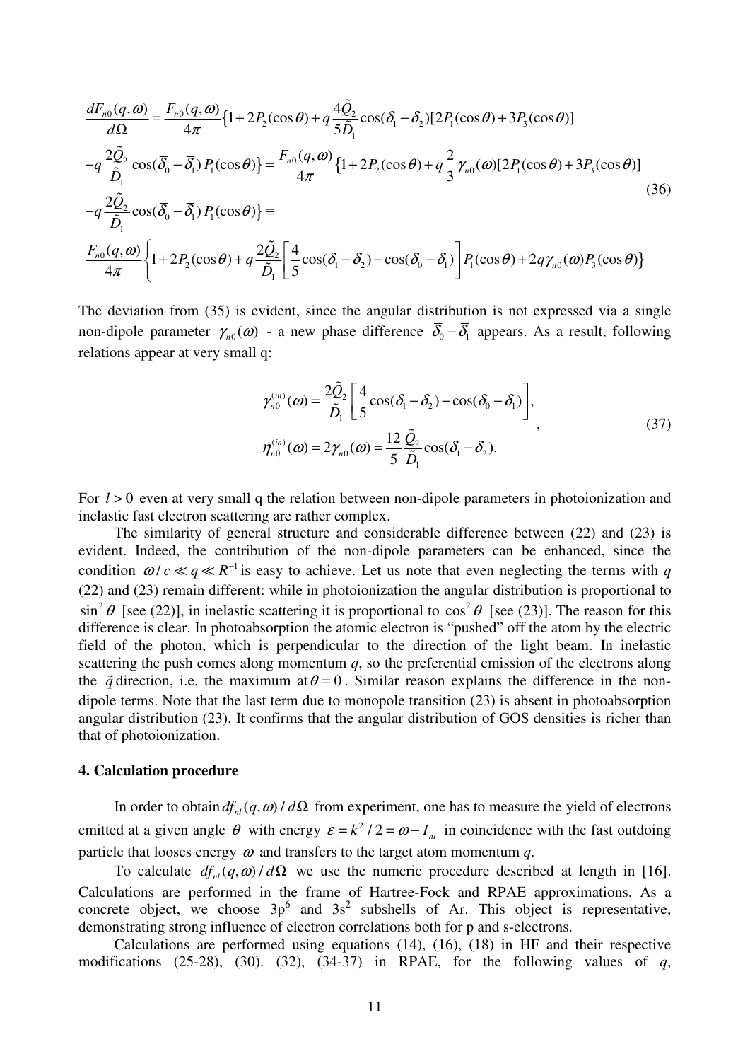$$
\begin{aligned}
&\frac{dF_{n0}(q,\omega)}{d\Omega}=\frac{F_{n0}(q,\omega)}{4\pi}\left\{1+2P_2(\cos\theta)+q\frac{4\tilde{Q}_2}{5\tilde{D}_1}\cos(\bar{\delta}_1-\bar{\delta}_2)[2P_1(\cos\theta)+3P_3(\cos\theta)]\right.\\
&\left.-q\frac{2\tilde{Q}_2}{\tilde{D}_1}\cos(\bar{\delta}_0-\bar{\delta}_1)\,P_1(\cos\theta)\right\}=\frac{F_{n0}(q,\omega)}{4\pi}\left\{1+2P_2(\cos\theta)+q\frac{2}{3}\gamma_{n0}(\omega)[2P_1(\cos\theta)+3P_3(\cos\theta)]\right.\\
&\left.-q\frac{2\tilde{Q}_2}{\tilde{D}_1}\cos(\bar{\delta}_0-\bar{\delta}_1)\,P_1(\cos\theta)\right\}\equiv\\
&\frac{F_{n0}(q,\omega)}{4\pi}\left\{1+2P_2(\cos\theta)+q\frac{2\tilde{Q}_2}{\tilde{D}_1}\left[\frac{4}{5}\cos(\delta_1-\delta_2)-\cos(\delta_0-\delta_1)\right]P_1(\cos\theta)+2q\gamma_{n0}(\omega)P_3(\cos\theta)\right\}
\end{aligned}
\tag{36}
$$

The deviation from (35) is evident, since the angular distribution is not expressed via a single non-dipole parameter $\gamma_{n0}(\omega)$ - a new phase difference $\bar{\delta}_0-\bar{\delta}_1$ appears. As a result, following relations appear at very small q:

$$
\begin{aligned}
&\gamma_{n0}^{(in)}(\omega)=\frac{2\tilde{Q}_2}{\tilde{D}_1}\left[\frac{4}{5}\cos(\delta_1-\delta_2)-\cos(\delta_0-\delta_1)\right],\\
&\eta_{n0}^{(in)}(\omega)=2\gamma_{n0}(\omega)=\frac{12}{5}\frac{\tilde{Q}_2}{\tilde{D}_1}\cos(\delta_1-\delta_2).
\end{aligned}
\tag{37}
$$

For $l>0$ even at very small q the relation between non-dipole parameters in photoionization and inelastic fast electron scattering are rather complex.

The similarity of general structure and considerable difference between (22) and (23) is evident. Indeed, the contribution of the non-dipole parameters can be enhanced, since the condition $\omega/c\ll q\ll R^{-1}$ is easy to achieve. Let us note that even neglecting the terms with *q* (22) and (23) remain different: while in photoionization the angular distribution is proportional to $\sin^2\theta$ [see (22)], in inelastic scattering it is proportional to $\cos^2\theta$ [see (23)]. The reason for this difference is clear. In photoabsorption the atomic electron is "pushed" off the atom by the electric field of the photon, which is perpendicular to the direction of the light beam. In inelastic scattering the push comes along momentum *q*, so the preferential emission of the electrons along the $\vec{q}$ direction, i.e. the maximum at $\theta=0$. Similar reason explains the difference in the non-dipole terms. Note that the last term due to monopole transition (23) is absent in photoabsorption angular distribution (23). It confirms that the angular distribution of GOS densities is richer than that of photoionization.

#### 4. Calculation procedure

In order to obtain $df_{nl}(q,\omega)/d\Omega$ from experiment, one has to measure the yield of electrons emitted at a given angle $\theta$ with energy $\varepsilon=k^2/2=\omega-I_{nl}$ in coincidence with the fast outdoing particle that looses energy $\omega$ and transfers to the target atom momentum *q*.

To calculate $df_{nl}(q,\omega)/d\Omega$ we use the numeric procedure described at length in [16]. Calculations are performed in the frame of Hartree-Fock and RPAE approximations. As a concrete object, we choose $3p^6$ and $3s^2$ subshells of Ar. This object is representative, demonstrating strong influence of electron correlations both for p and s-electrons.

Calculations are performed using equations (14), (16), (18) in HF and their respective modifications (25-28), (30). (32), (34-37) in RPAE, for the following values of *q*,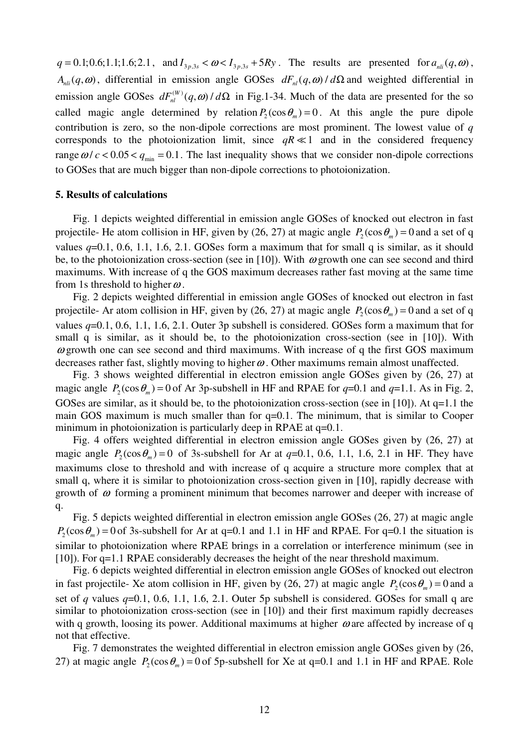$q = 0.1; 0.6; 1.1; 1.6; 2.1$, and $I_{3p,3s} < \omega < I_{3p,3s} + 5Ry$. The results are presented for $a_{nli}(q,\omega)$, $A_{nli}(q,\omega)$, differential in emission angle GOSes $dF_{nl}(q,\omega)/d\Omega$ and weighted differential in emission angle GOSes $dF_{nl}^{(W)}(q,\omega)/d\Omega$ in Fig.1-34. Much of the data are presented for the so called magic angle determined by relation $P_2(\cos\theta_m) = 0$. At this angle the pure dipole contribution is zero, so the non-dipole corrections are most prominent. The lowest value of $q$ corresponds to the photoionization limit, since $qR \ll 1$ and in the considered frequency range $\omega / c < 0.05 < q_{\min} = 0.1$. The last inequality shows that we consider non-dipole corrections to GOSes that are much bigger than non-dipole corrections to photoionization.

## 5. Results of calculations

Fig. 1 depicts weighted differential in emission angle GOSes of knocked out electron in fast projectile- He atom collision in HF, given by (26, 27) at magic angle $P_2(\cos\theta_m) = 0$ and a set of q values $q$=0.1, 0.6, 1.1, 1.6, 2.1. GOSes form a maximum that for small q is similar, as it should be, to the photoionization cross-section (see in [10]). With $\omega$ growth one can see second and third maximums. With increase of q the GOS maximum decreases rather fast moving at the same time from 1s threshold to higher $\omega$.

Fig. 2 depicts weighted differential in emission angle GOSes of knocked out electron in fast projectile- Ar atom collision in HF, given by (26, 27) at magic angle $P_2(\cos\theta_m) = 0$ and a set of q values $q$=0.1, 0.6, 1.1, 1.6, 2.1. Outer 3p subshell is considered. GOSes form a maximum that for small q is similar, as it should be, to the photoionization cross-section (see in [10]). With $\omega$ growth one can see second and third maximums. With increase of q the first GOS maximum decreases rather fast, slightly moving to higher $\omega$. Other maximums remain almost unaffected.

Fig. 3 shows weighted differential in electron emission angle GOSes given by (26, 27) at magic angle $P_2(\cos\theta_m) = 0$ of Ar 3p-subshell in HF and RPAE for $q$=0.1 and $q$=1.1. As in Fig. 2, GOSes are similar, as it should be, to the photoionization cross-section (see in [10]). At q=1.1 the main GOS maximum is much smaller than for q=0.1. The minimum, that is similar to Cooper minimum in photoionization is particularly deep in RPAE at q=0.1.

Fig. 4 offers weighted differential in electron emission angle GOSes given by (26, 27) at magic angle $P_2(\cos\theta_m) = 0$ of 3s-subshell for Ar at $q$=0.1, 0.6, 1.1, 1.6, 2.1 in HF. They have maximums close to threshold and with increase of q acquire a structure more complex that at small q, where it is similar to photoionization cross-section given in [10], rapidly decrease with growth of $\omega$ forming a prominent minimum that becomes narrower and deeper with increase of q.

Fig. 5 depicts weighted differential in electron emission angle GOSes (26, 27) at magic angle $P_2(\cos\theta_m) = 0$ of 3s-subshell for Ar at q=0.1 and 1.1 in HF and RPAE. For q=0.1 the situation is similar to photoionization where RPAE brings in a correlation or interference minimum (see in [10]). For q=1.1 RPAE considerably decreases the height of the near threshold maximum.

Fig. 6 depicts weighted differential in electron emission angle GOSes of knocked out electron in fast projectile- Xe atom collision in HF, given by (26, 27) at magic angle $P_2(\cos\theta_m) = 0$ and a set of $q$ values $q$=0.1, 0.6, 1.1, 1.6, 2.1. Outer 5p subshell is considered. GOSes for small q are similar to photoionization cross-section (see in [10]) and their first maximum rapidly decreases with q growth, loosing its power. Additional maximums at higher $\omega$ are affected by increase of q not that effective.

Fig. 7 demonstrates the weighted differential in electron emission angle GOSes given by (26, 27) at magic angle $P_2(\cos\theta_m) = 0$ of 5p-subshell for Xe at q=0.1 and 1.1 in HF and RPAE. Role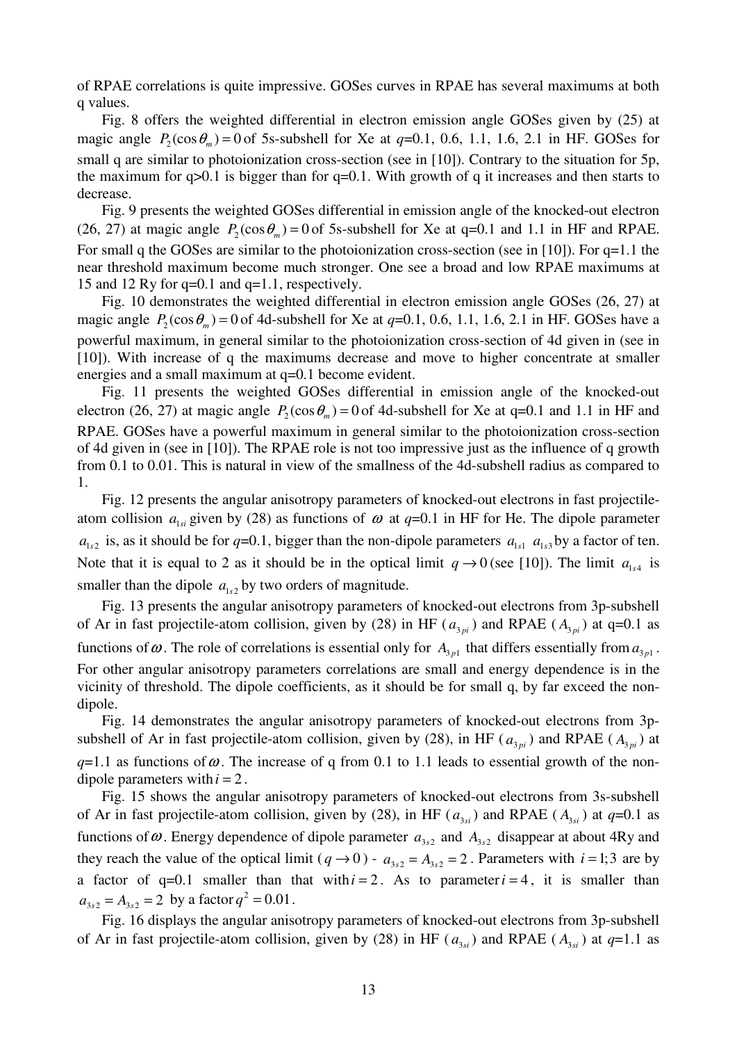of RPAE correlations is quite impressive. GOSes curves in RPAE has several maximums at both q values.

Fig. 8 offers the weighted differential in electron emission angle GOSes given by (25) at magic angle $P_2(\cos\theta_m)=0$ of 5s-subshell for Xe at $q$=0.1, 0.6, 1.1, 1.6, 2.1 in HF. GOSes for small q are similar to photoionization cross-section (see in [10]). Contrary to the situation for 5p, the maximum for q>0.1 is bigger than for q=0.1. With growth of q it increases and then starts to decrease.

Fig. 9 presents the weighted GOSes differential in emission angle of the knocked-out electron (26, 27) at magic angle $P_2(\cos\theta_m)=0$ of 5s-subshell for Xe at q=0.1 and 1.1 in HF and RPAE. For small q the GOSes are similar to the photoionization cross-section (see in [10]). For q=1.1 the near threshold maximum become much stronger. One see a broad and low RPAE maximums at 15 and 12 Ry for q=0.1 and q=1.1, respectively.

Fig. 10 demonstrates the weighted differential in electron emission angle GOSes (26, 27) at magic angle $P_2(\cos\theta_m)=0$ of 4d-subshell for Xe at $q$=0.1, 0.6, 1.1, 1.6, 2.1 in HF. GOSes have a powerful maximum, in general similar to the photoionization cross-section of 4d given in (see in [10]). With increase of q the maximums decrease and move to higher concentrate at smaller energies and a small maximum at q=0.1 become evident.

Fig. 11 presents the weighted GOSes differential in emission angle of the knocked-out electron (26, 27) at magic angle $P_2(\cos\theta_m)=0$ of 4d-subshell for Xe at q=0.1 and 1.1 in HF and RPAE. GOSes have a powerful maximum in general similar to the photoionization cross-section of 4d given in (see in [10]). The RPAE role is not too impressive just as the influence of q growth from 0.1 to 0.01. This is natural in view of the smallness of the 4d-subshell radius as compared to 1.

Fig. 12 presents the angular anisotropy parameters of knocked-out electrons in fast projectile-atom collision $a_{1si}$ given by (28) as functions of $\omega$ at $q$=0.1 in HF for He. The dipole parameter $a_{1s2}$ is, as it should be for $q$=0.1, bigger than the non-dipole parameters $a_{1s1}$ $a_{1s3}$ by a factor of ten. Note that it is equal to 2 as it should be in the optical limit $q\to 0$ (see [10]). The limit $a_{1s4}$ is smaller than the dipole $a_{1s2}$ by two orders of magnitude.

Fig. 13 presents the angular anisotropy parameters of knocked-out electrons from 3p-subshell of Ar in fast projectile-atom collision, given by (28) in HF ($a_{3pi}$) and RPAE ($A_{3pi}$) at q=0.1 as functions of $\omega$. The role of correlations is essential only for $A_{3p1}$ that differs essentially from $a_{3p1}$. For other angular anisotropy parameters correlations are small and energy dependence is in the vicinity of threshold. The dipole coefficients, as it should be for small q, by far exceed the non-dipole.

Fig. 14 demonstrates the angular anisotropy parameters of knocked-out electrons from 3p-subshell of Ar in fast projectile-atom collision, given by (28), in HF ($a_{3pi}$) and RPAE ($A_{3pi}$) at $q$=1.1 as functions of $\omega$. The increase of q from 0.1 to 1.1 leads to essential growth of the non-dipole parameters with $i=2$.

Fig. 15 shows the angular anisotropy parameters of knocked-out electrons from 3s-subshell of Ar in fast projectile-atom collision, given by (28), in HF ($a_{3si}$) and RPAE ($A_{3si}$) at $q$=0.1 as functions of $\omega$. Energy dependence of dipole parameter $a_{3s2}$ and $A_{3s2}$ disappear at about 4Ry and they reach the value of the optical limit ($q\to 0$) - $a_{3s2}=A_{3s2}=2$. Parameters with $i=1;3$ are by a factor of q=0.1 smaller than that with $i=2$. As to parameter $i=4$, it is smaller than $a_{3s2}=A_{3s2}=2$ by a factor $q^2=0.01$.

Fig. 16 displays the angular anisotropy parameters of knocked-out electrons from 3p-subshell of Ar in fast projectile-atom collision, given by (28) in HF ($a_{3si}$) and RPAE ($A_{3si}$) at $q$=1.1 as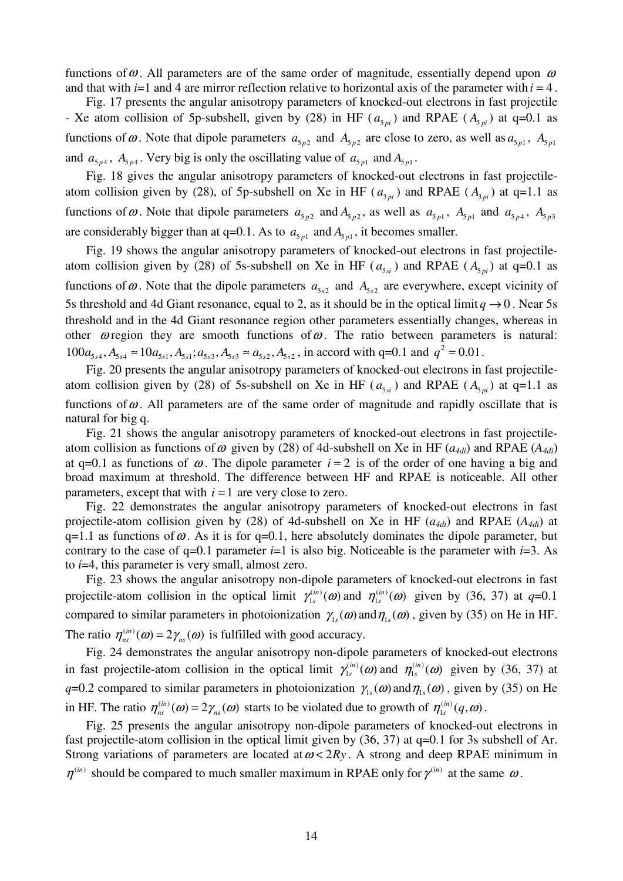functions of $\omega$. All parameters are of the same order of magnitude, essentially depend upon $\omega$ and that with $i$=1 and 4 are mirror reflection relative to horizontal axis of the parameter with $i=4$.

Fig. 17 presents the angular anisotropy parameters of knocked-out electrons in fast projectile - Xe atom collision of 5p-subshell, given by (28) in HF ($a_{5pi}$) and RPAE ($A_{5pi}$) at q=0.1 as functions of $\omega$. Note that dipole parameters $a_{5p2}$ and $A_{5p2}$ are close to zero, as well as $a_{5p1}$, $A_{5p1}$ and $a_{5p4}$, $A_{5p4}$. Very big is only the oscillating value of $a_{5p1}$ and $A_{5p1}$.

Fig. 18 gives the angular anisotropy parameters of knocked-out electrons in fast projectile-atom collision given by (28), of 5p-subshell on Xe in HF ($a_{3pi}$) and RPAE ($A_{3pi}$) at q=1.1 as functions of $\omega$. Note that dipole parameters $a_{5p2}$ and $A_{5p2}$, as well as $a_{5p1}$, $A_{5p1}$ and $a_{5p4}$, $A_{5p3}$ are considerably bigger than at q=0.1. As to $a_{5p1}$ and $A_{5p1}$, it becomes smaller.

Fig. 19 shows the angular anisotropy parameters of knocked-out electrons in fast projectile-atom collision given by (28) of 5s-subshell on Xe in HF ($a_{5si}$) and RPAE ($A_{5pi}$) at q=0.1 as functions of $\omega$. Note that the dipole parameters $a_{5s2}$ and $A_{5s2}$ are everywhere, except vicinity of 5s threshold and 4d Giant resonance, equal to 2, as it should be in the optical limit $q \to 0$. Near 5s threshold and in the 4d Giant resonance region other parameters essentially changes, whereas in other $\omega$region they are smooth functions of $\omega$. The ratio between parameters is natural: $100a_{5s4}, A_{5s4} \approx 10a_{5s1}, A_{5s1}; a_{5s3}, A_{5s3} \approx a_{5s2}, A_{5s2}$, in accord with q=0.1 and $q^2 = 0.01$.

Fig. 20 presents the angular anisotropy parameters of knocked-out electrons in fast projectile-atom collision given by (28) of 5s-subshell on Xe in HF ($a_{5si}$) and RPAE ($A_{5pi}$) at q=1.1 as functions of $\omega$. All parameters are of the same order of magnitude and rapidly oscillate that is natural for big q.

Fig. 21 shows the angular anisotropy parameters of knocked-out electrons in fast projectile-atom collision as functions of $\omega$ given by (28) of 4d-subshell on Xe in HF ($a_{4di}$) and RPAE ($A_{4di}$) at q=0.1 as functions of $\omega$. The dipole parameter $i=2$ is of the order of one having a big and broad maximum at threshold. The difference between HF and RPAE is noticeable. All other parameters, except that with $i=1$ are very close to zero.

Fig. 22 demonstrates the angular anisotropy parameters of knocked-out electrons in fast projectile-atom collision given by (28) of 4d-subshell on Xe in HF ($a_{4di}$) and RPAE ($A_{4di}$) at q=1.1 as functions of $\omega$. As it is for q=0.1, here absolutely dominates the dipole parameter, but contrary to the case of q=0.1 parameter $i$=1 is also big. Noticeable is the parameter with $i$=3. As to $i$=4, this parameter is very small, almost zero.

Fig. 23 shows the angular anisotropy non-dipole parameters of knocked-out electrons in fast projectile-atom collision in the optical limit $\gamma_{1s}^{(in)}(\omega)$ and $\eta_{1s}^{(in)}(\omega)$ given by (36, 37) at $q$=0.1 compared to similar parameters in photoionization $\gamma_{1s}(\omega)$ and $\eta_{1s}(\omega)$, given by (35) on He in HF. The ratio $\eta_{ns}^{(in)}(\omega) = 2\gamma_{ns}(\omega)$ is fulfilled with good accuracy.

Fig. 24 demonstrates the angular anisotropy non-dipole parameters of knocked-out electrons in fast projectile-atom collision in the optical limit $\gamma_{1s}^{(in)}(\omega)$ and $\eta_{1s}^{(in)}(\omega)$ given by (36, 37) at $q$=0.2 compared to similar parameters in photoionization $\gamma_{1s}(\omega)$ and $\eta_{1s}(\omega)$, given by (35) on He in HF. The ratio $\eta_{ns}^{(in)}(\omega) = 2\gamma_{ns}(\omega)$ starts to be violated due to growth of $\eta_{1s}^{(in)}(q,\omega)$.

Fig. 25 presents the angular anisotropy non-dipole parameters of knocked-out electrons in fast projectile-atom collision in the optical limit given by (36, 37) at q=0.1 for 3s subshell of Ar. Strong variations of parameters are located at $\omega < 2Ry$. A strong and deep RPAE minimum in $\eta^{(in)}$ should be compared to much smaller maximum in RPAE only for $\gamma^{(in)}$ at the same $\omega$.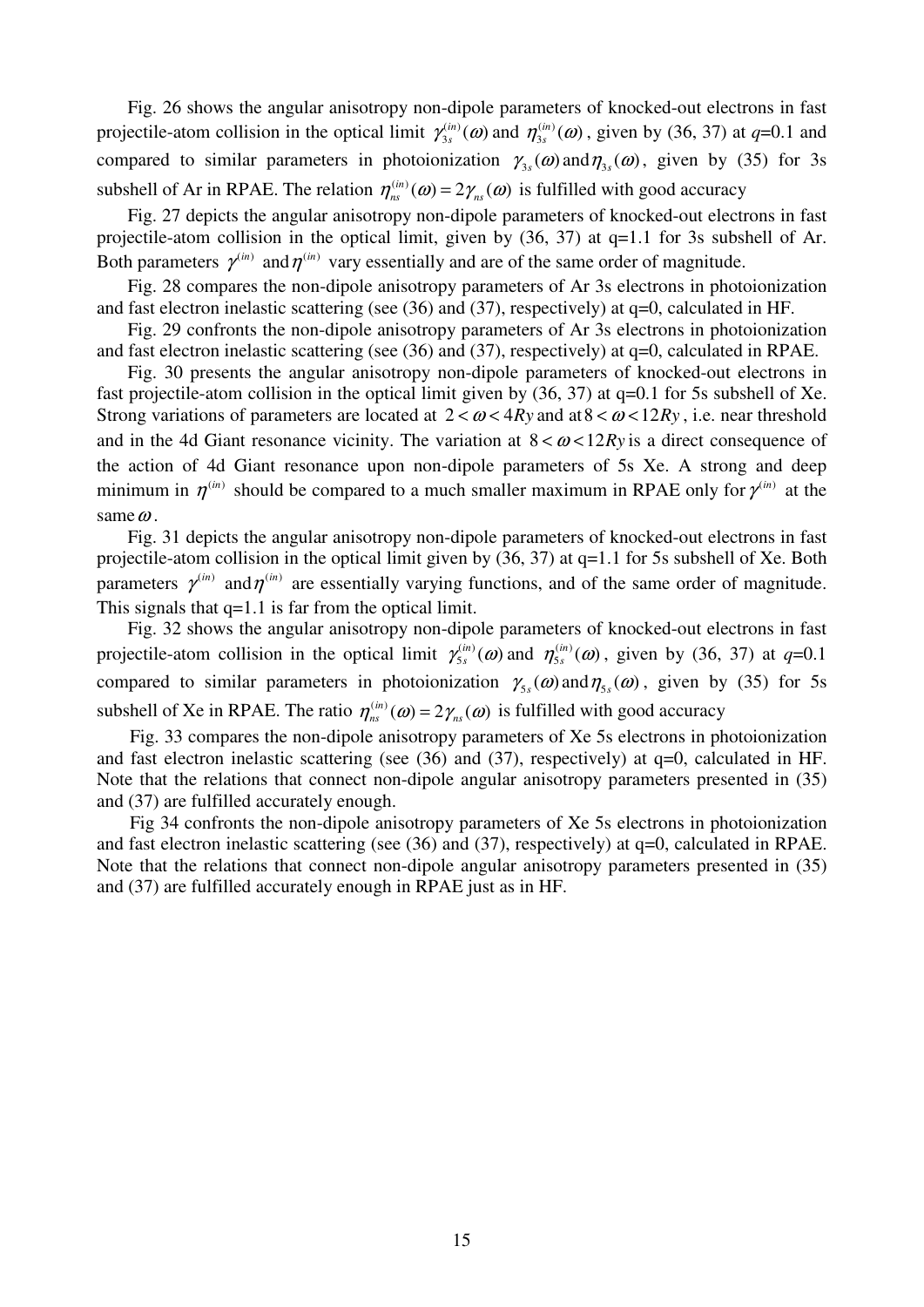Fig. 26 shows the angular anisotropy non-dipole parameters of knocked-out electrons in fast projectile-atom collision in the optical limit $\gamma_{3s}^{(in)}(\omega)$ and $\eta_{3s}^{(in)}(\omega)$, given by (36, 37) at $q$=0.1 and compared to similar parameters in photoionization $\gamma_{3s}(\omega)$ and $\eta_{3s}(\omega)$, given by (35) for 3s subshell of Ar in RPAE. The relation $\eta_{ns}^{(in)}(\omega) = 2\gamma_{ns}(\omega)$ is fulfilled with good accuracy

Fig. 27 depicts the angular anisotropy non-dipole parameters of knocked-out electrons in fast projectile-atom collision in the optical limit, given by (36, 37) at q=1.1 for 3s subshell of Ar. Both parameters $\gamma^{(in)}$ and $\eta^{(in)}$ vary essentially and are of the same order of magnitude.

Fig. 28 compares the non-dipole anisotropy parameters of Ar 3s electrons in photoionization and fast electron inelastic scattering (see (36) and (37), respectively) at q=0, calculated in HF.

Fig. 29 confronts the non-dipole anisotropy parameters of Ar 3s electrons in photoionization and fast electron inelastic scattering (see (36) and (37), respectively) at q=0, calculated in RPAE.

Fig. 30 presents the angular anisotropy non-dipole parameters of knocked-out electrons in fast projectile-atom collision in the optical limit given by (36, 37) at q=0.1 for 5s subshell of Xe. Strong variations of parameters are located at $2 < \omega < 4Ry$ and at $8 < \omega < 12Ry$, i.e. near threshold and in the 4d Giant resonance vicinity. The variation at $8 < \omega < 12Ry$ is a direct consequence of the action of 4d Giant resonance upon non-dipole parameters of 5s Xe. A strong and deep minimum in $\eta^{(in)}$ should be compared to a much smaller maximum in RPAE only for $\gamma^{(in)}$ at the same $\omega$.

Fig. 31 depicts the angular anisotropy non-dipole parameters of knocked-out electrons in fast projectile-atom collision in the optical limit given by (36, 37) at q=1.1 for 5s subshell of Xe. Both parameters $\gamma^{(in)}$ and $\eta^{(in)}$ are essentially varying functions, and of the same order of magnitude. This signals that q=1.1 is far from the optical limit.

Fig. 32 shows the angular anisotropy non-dipole parameters of knocked-out electrons in fast projectile-atom collision in the optical limit $\gamma_{5s}^{(in)}(\omega)$ and $\eta_{5s}^{(in)}(\omega)$, given by (36, 37) at $q$=0.1 compared to similar parameters in photoionization $\gamma_{5s}(\omega)$ and $\eta_{5s}(\omega)$, given by (35) for 5s subshell of Xe in RPAE. The ratio $\eta_{ns}^{(in)}(\omega) = 2\gamma_{ns}(\omega)$ is fulfilled with good accuracy

Fig. 33 compares the non-dipole anisotropy parameters of Xe 5s electrons in photoionization and fast electron inelastic scattering (see (36) and (37), respectively) at q=0, calculated in HF. Note that the relations that connect non-dipole angular anisotropy parameters presented in (35) and (37) are fulfilled accurately enough.

Fig 34 confronts the non-dipole anisotropy parameters of Xe 5s electrons in photoionization and fast electron inelastic scattering (see (36) and (37), respectively) at q=0, calculated in RPAE. Note that the relations that connect non-dipole angular anisotropy parameters presented in (35) and (37) are fulfilled accurately enough in RPAE just as in HF.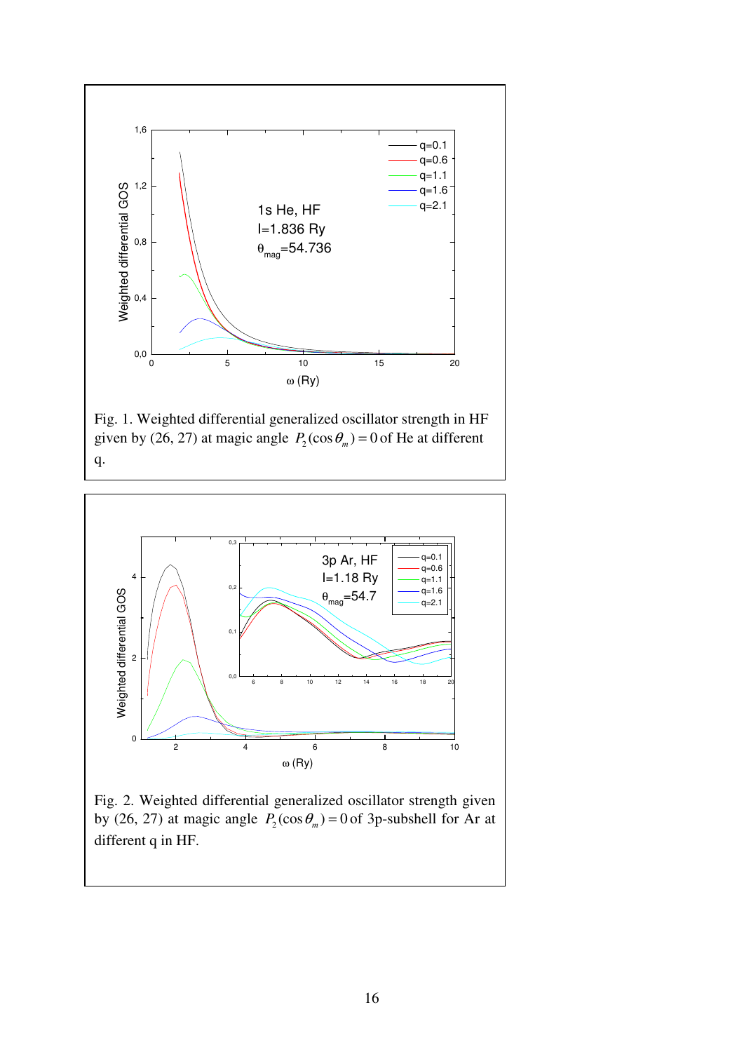Fig. 1. Weighted differential generalized oscillator strength in HF given by (26, 27) at magic angle $P_2(\cos\theta_m) = 0$ of He at different q.

Fig. 2. Weighted differential generalized oscillator strength given by (26, 27) at magic angle $P_2(\cos\theta_m) = 0$ of 3p-subshell for Ar at different q in HF.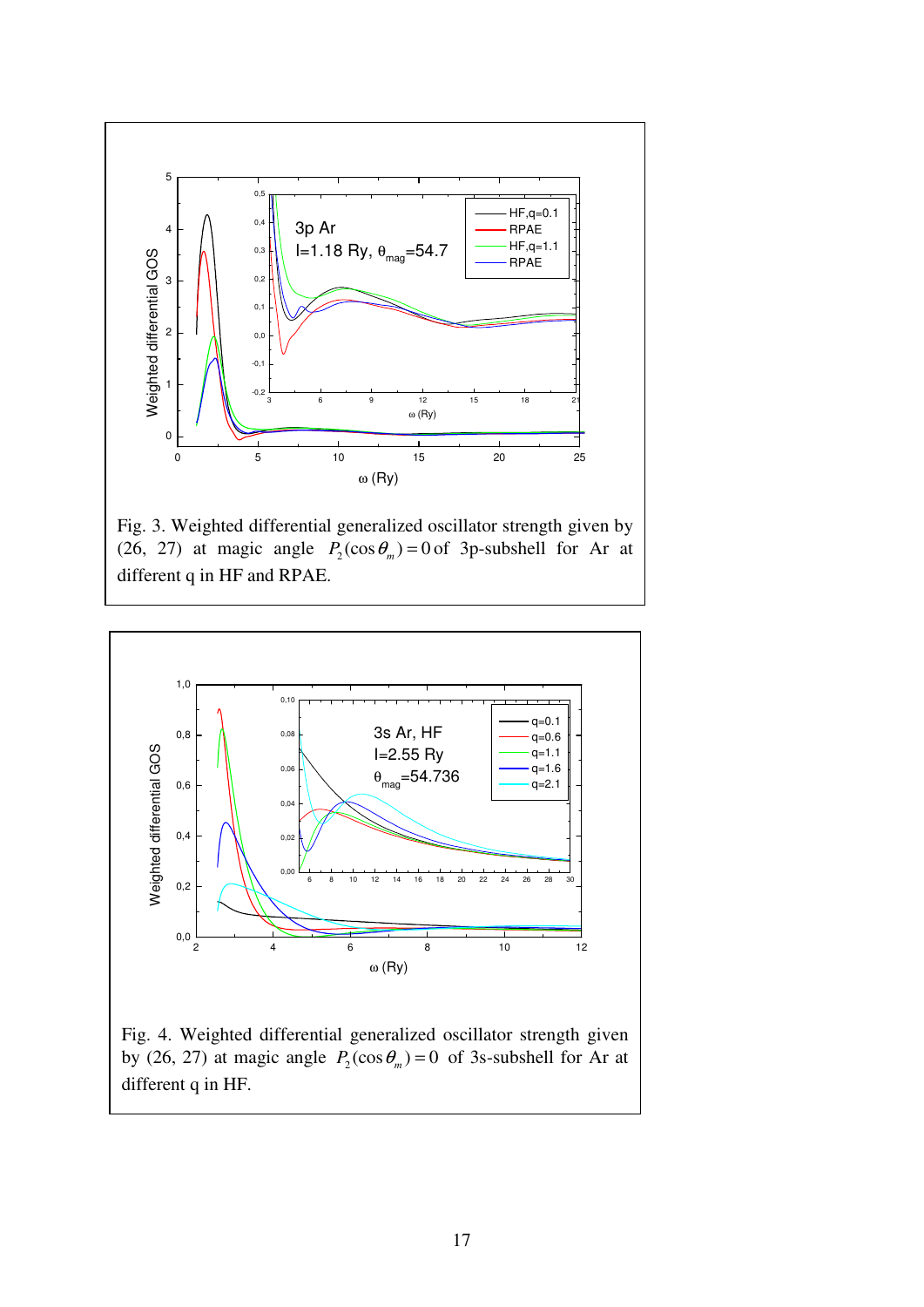Fig. 3. Weighted differential generalized oscillator strength given by (26, 27) at magic angle $P_2(\cos\theta_m) = 0$ of 3p-subshell for Ar at different q in HF and RPAE.

Fig. 4. Weighted differential generalized oscillator strength given by (26, 27) at magic angle $P_2(\cos\theta_m) = 0$ of 3s-subshell for Ar at different q in HF.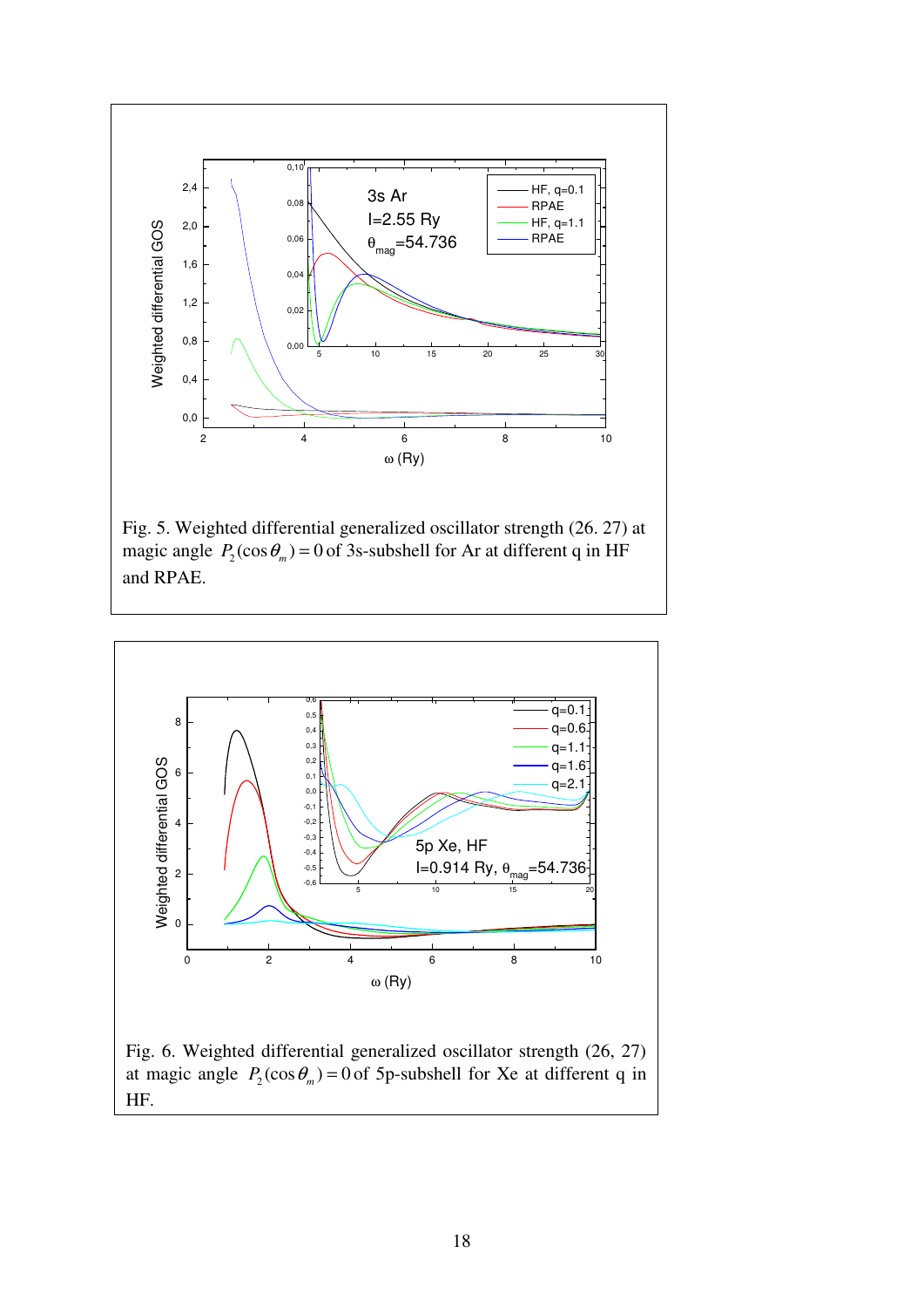Fig. 5. Weighted differential generalized oscillator strength (26. 27) at magic angle $P_2(\cos\theta_m) = 0$ of 3s-subshell for Ar at different q in HF and RPAE.

Fig. 6. Weighted differential generalized oscillator strength (26, 27) at magic angle $P_2(\cos\theta_m) = 0$ of 5p-subshell for Xe at different q in HF.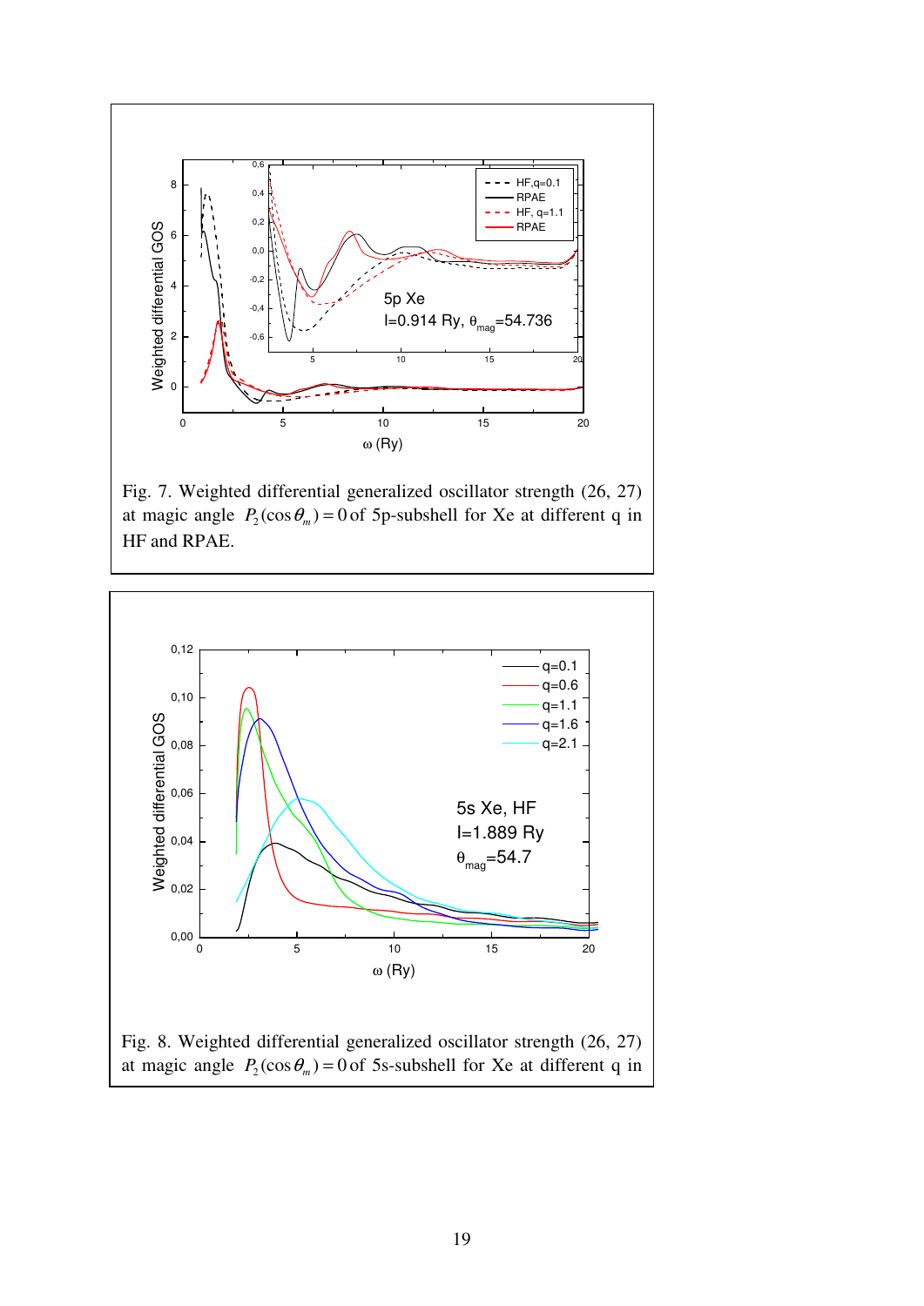Fig. 7. Weighted differential generalized oscillator strength (26, 27) at magic angle $P_2(\cos\theta_m) = 0$ of 5p-subshell for Xe at different q in HF and RPAE.

Fig. 8. Weighted differential generalized oscillator strength (26, 27) at magic angle $P_2(\cos\theta_m) = 0$ of 5s-subshell for Xe at different q in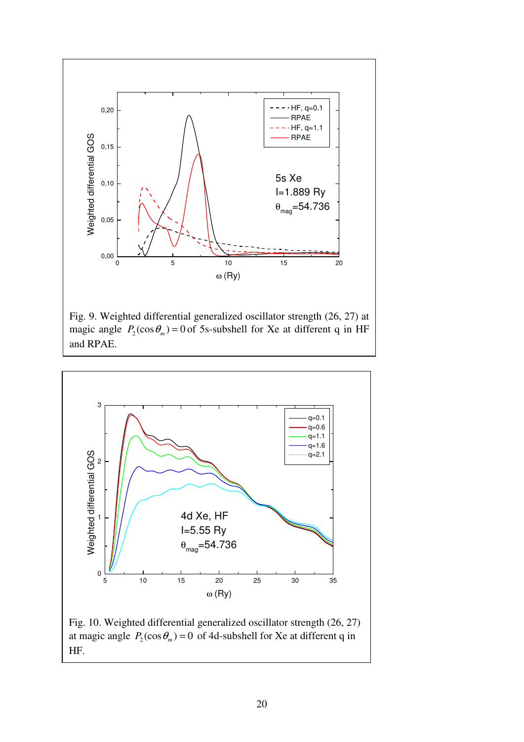Fig. 9. Weighted differential generalized oscillator strength (26, 27) at magic angle $P_2(\cos\theta_m) = 0$ of 5s-subshell for Xe at different q in HF and RPAE.

Fig. 10. Weighted differential generalized oscillator strength (26, 27) at magic angle $P_2(\cos\theta_m) = 0$ of 4d-subshell for Xe at different q in HF.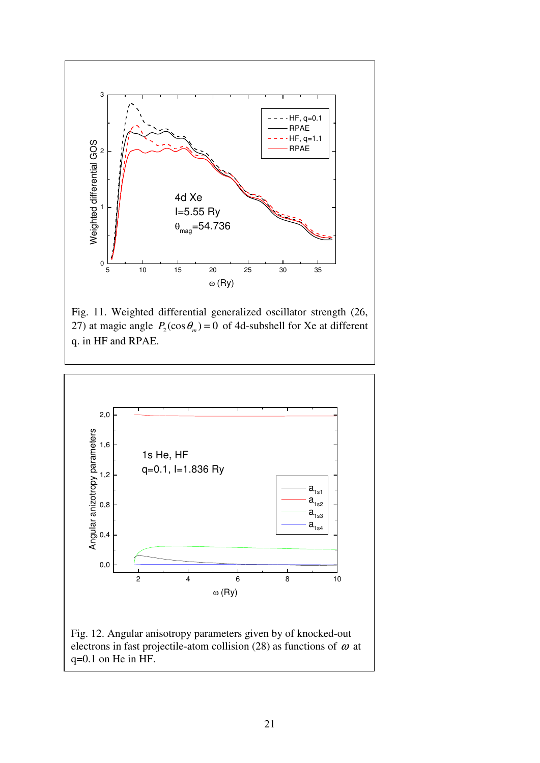Fig. 11. Weighted differential generalized oscillator strength (26, 27) at magic angle $P_2(\cos\theta_m) = 0$ of 4d-subshell for Xe at different q. in HF and RPAE.

Fig. 12. Angular anisotropy parameters given by of knocked-out electrons in fast projectile-atom collision (28) as functions of $\omega$ at q=0.1 on He in HF.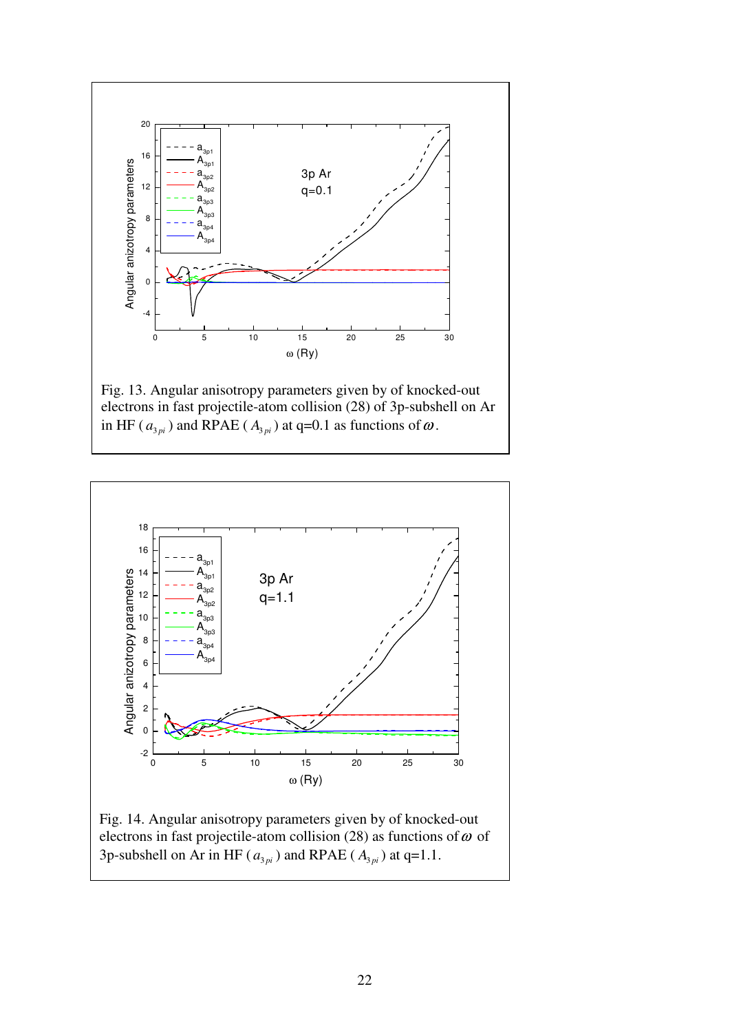Fig. 13. Angular anisotropy parameters given by of knocked-out electrons in fast projectile-atom collision (28) of 3p-subshell on Ar in HF ($a_{3pi}$) and RPAE ($A_{3pi}$) at q=0.1 as functions of $\omega$.

Fig. 14. Angular anisotropy parameters given by of knocked-out electrons in fast projectile-atom collision (28) as functions of $\omega$ of 3p-subshell on Ar in HF ($a_{3pi}$) and RPAE ($A_{3pi}$) at q=1.1.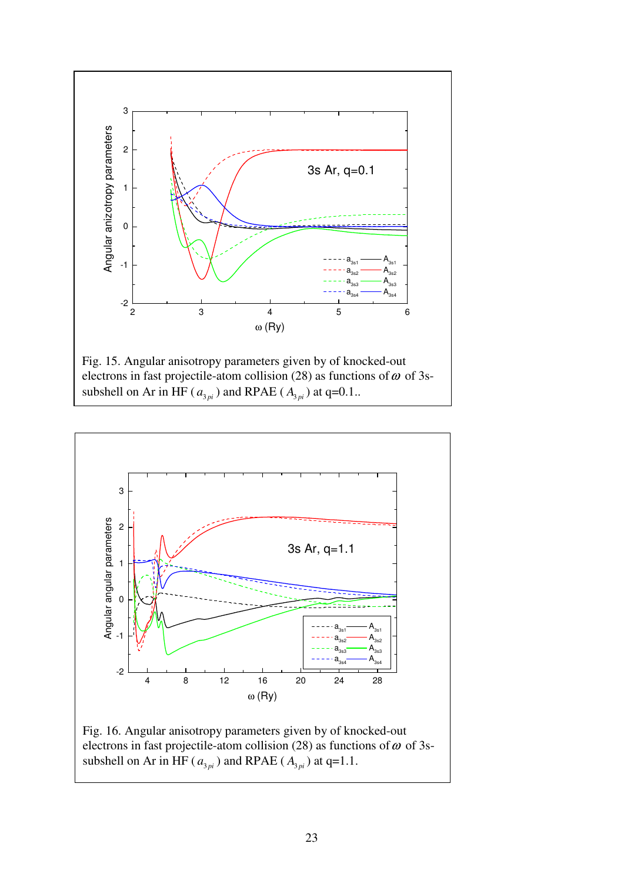Fig. 15. Angular anisotropy parameters given by of knocked-out electrons in fast projectile-atom collision (28) as functions of $\omega$ of 3s-subshell on Ar in HF ($a_{3pi}$) and RPAE ($A_{3pi}$) at q=0.1..

Fig. 16. Angular anisotropy parameters given by of knocked-out electrons in fast projectile-atom collision (28) as functions of $\omega$ of 3s-subshell on Ar in HF ($a_{3pi}$) and RPAE ($A_{3pi}$) at q=1.1.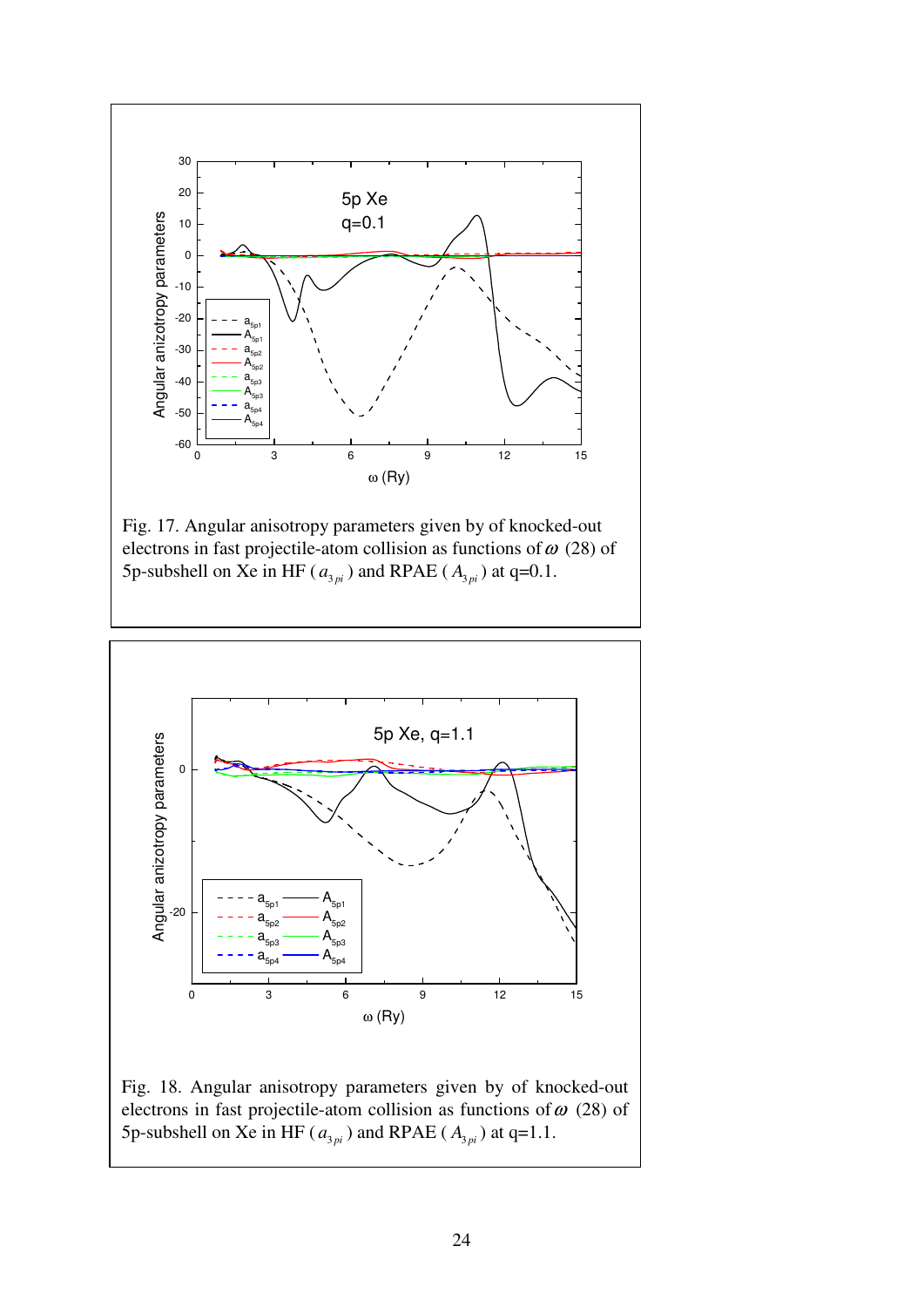Fig. 17. Angular anisotropy parameters given by of knocked-out electrons in fast projectile-atom collision as functions of $\omega$ (28) of 5p-subshell on Xe in HF ($a_{3pi}$) and RPAE ($A_{3pi}$) at q=0.1.

Fig. 18. Angular anisotropy parameters given by of knocked-out electrons in fast projectile-atom collision as functions of $\omega$ (28) of 5p-subshell on Xe in HF ($a_{3pi}$) and RPAE ($A_{3pi}$) at q=1.1.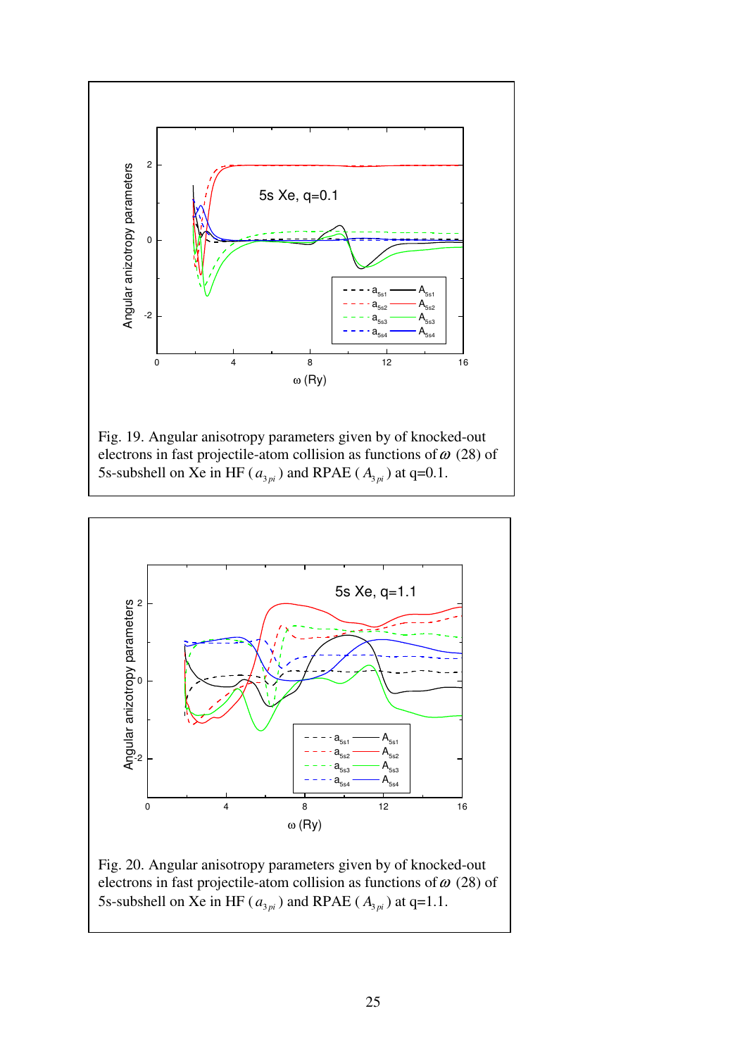Fig. 19. Angular anisotropy parameters given by of knocked-out electrons in fast projectile-atom collision as functions of $\omega$ (28) of 5s-subshell on Xe in HF ($a_{3pi}$) and RPAE ($A_{3pi}$) at q=0.1.

Fig. 20. Angular anisotropy parameters given by of knocked-out electrons in fast projectile-atom collision as functions of $\omega$ (28) of 5s-subshell on Xe in HF ($a_{3pi}$) and RPAE ($A_{3pi}$) at q=1.1.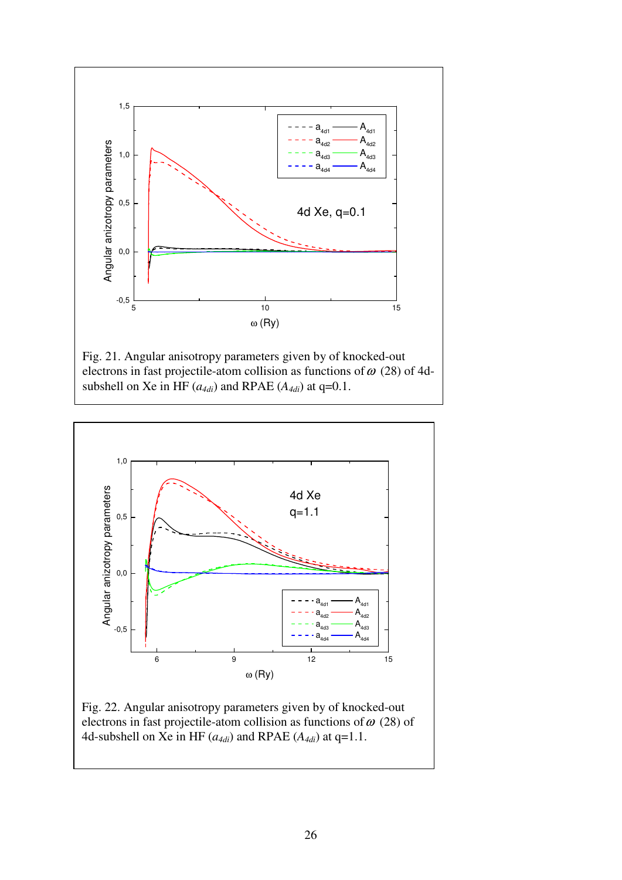Fig. 21. Angular anisotropy parameters given by of knocked-out electrons in fast projectile-atom collision as functions of $\omega$ (28) of 4d-subshell on Xe in HF ($a_{4di}$) and RPAE ($A_{4di}$) at q=0.1.

Fig. 22. Angular anisotropy parameters given by of knocked-out electrons in fast projectile-atom collision as functions of $\omega$ (28) of 4d-subshell on Xe in HF ($a_{4di}$) and RPAE ($A_{4di}$) at q=1.1.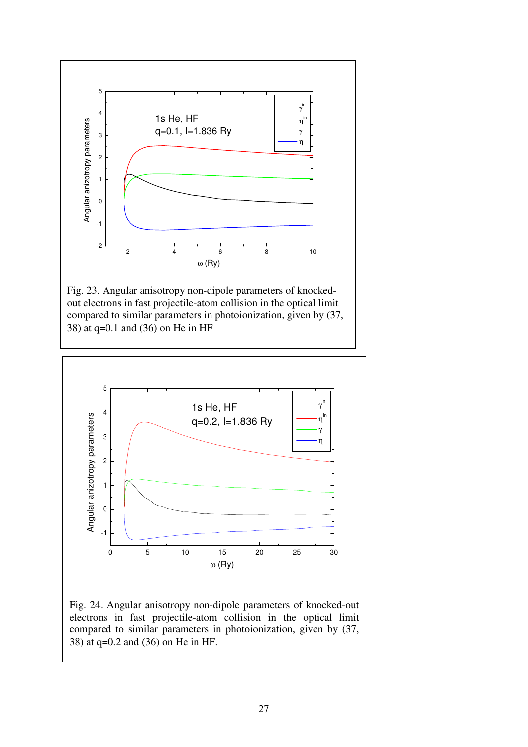Fig. 23. Angular anisotropy non-dipole parameters of knocked-out electrons in fast projectile-atom collision in the optical limit compared to similar parameters in photoionization, given by (37, 38) at q=0.1 and (36) on He in HF

Fig. 24. Angular anisotropy non-dipole parameters of knocked-out electrons in fast projectile-atom collision in the optical limit compared to similar parameters in photoionization, given by (37, 38) at q=0.2 and (36) on He in HF.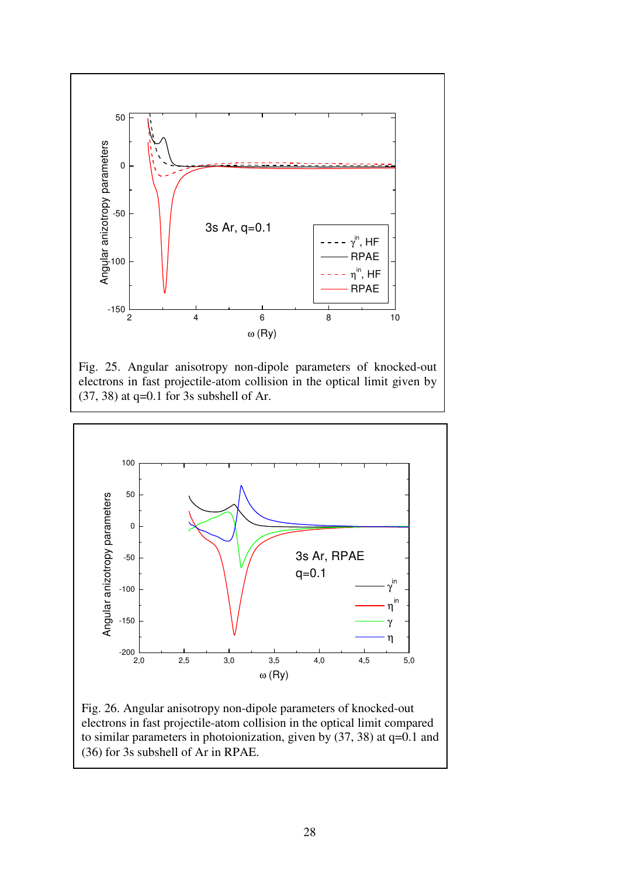Fig. 25. Angular anisotropy non-dipole parameters of knocked-out electrons in fast projectile-atom collision in the optical limit given by (37, 38) at q=0.1 for 3s subshell of Ar.

Fig. 26. Angular anisotropy non-dipole parameters of knocked-out electrons in fast projectile-atom collision in the optical limit compared to similar parameters in photoionization, given by (37, 38) at q=0.1 and (36) for 3s subshell of Ar in RPAE.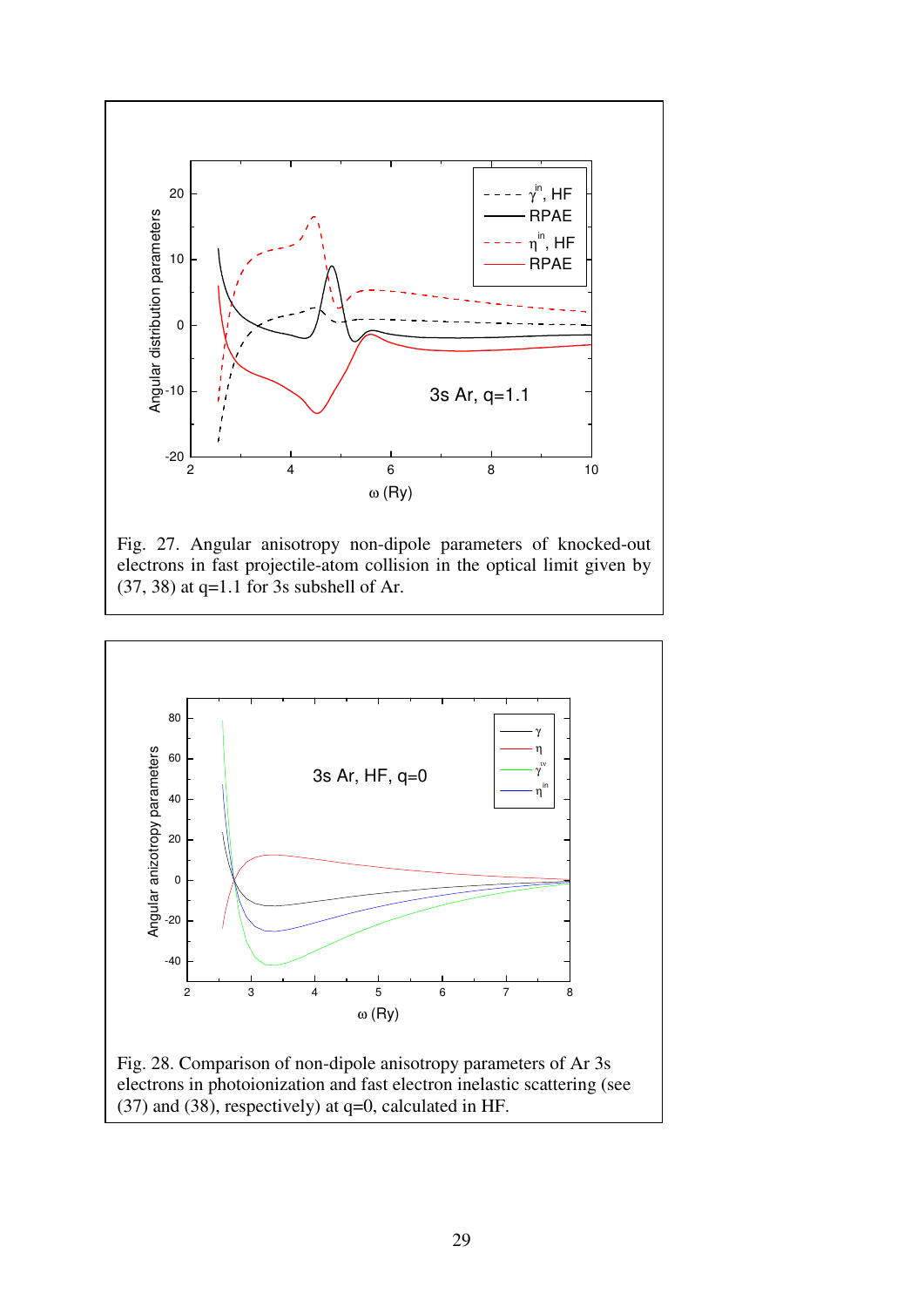Fig. 27. Angular anisotropy non-dipole parameters of knocked-out electrons in fast projectile-atom collision in the optical limit given by (37, 38) at q=1.1 for 3s subshell of Ar.

Fig. 28. Comparison of non-dipole anisotropy parameters of Ar 3s electrons in photoionization and fast electron inelastic scattering (see (37) and (38), respectively) at q=0, calculated in HF.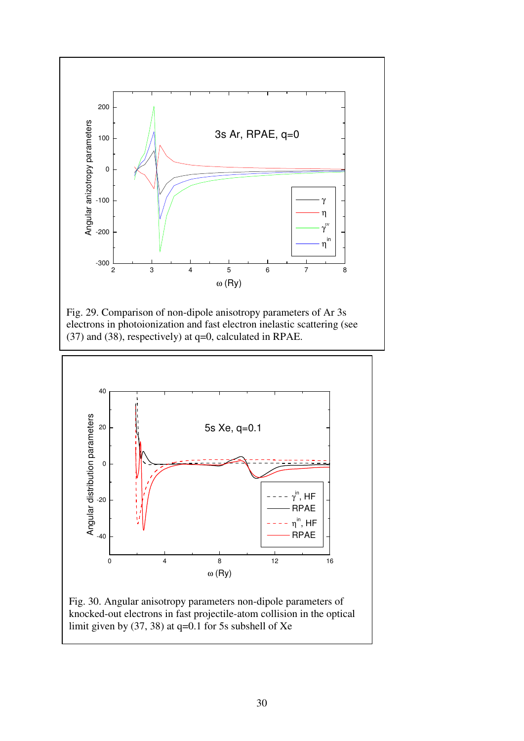Fig. 29. Comparison of non-dipole anisotropy parameters of Ar 3s electrons in photoionization and fast electron inelastic scattering (see (37) and (38), respectively) at q=0, calculated in RPAE.

Fig. 30. Angular anisotropy parameters non-dipole parameters of knocked-out electrons in fast projectile-atom collision in the optical limit given by (37, 38) at q=0.1 for 5s subshell of Xe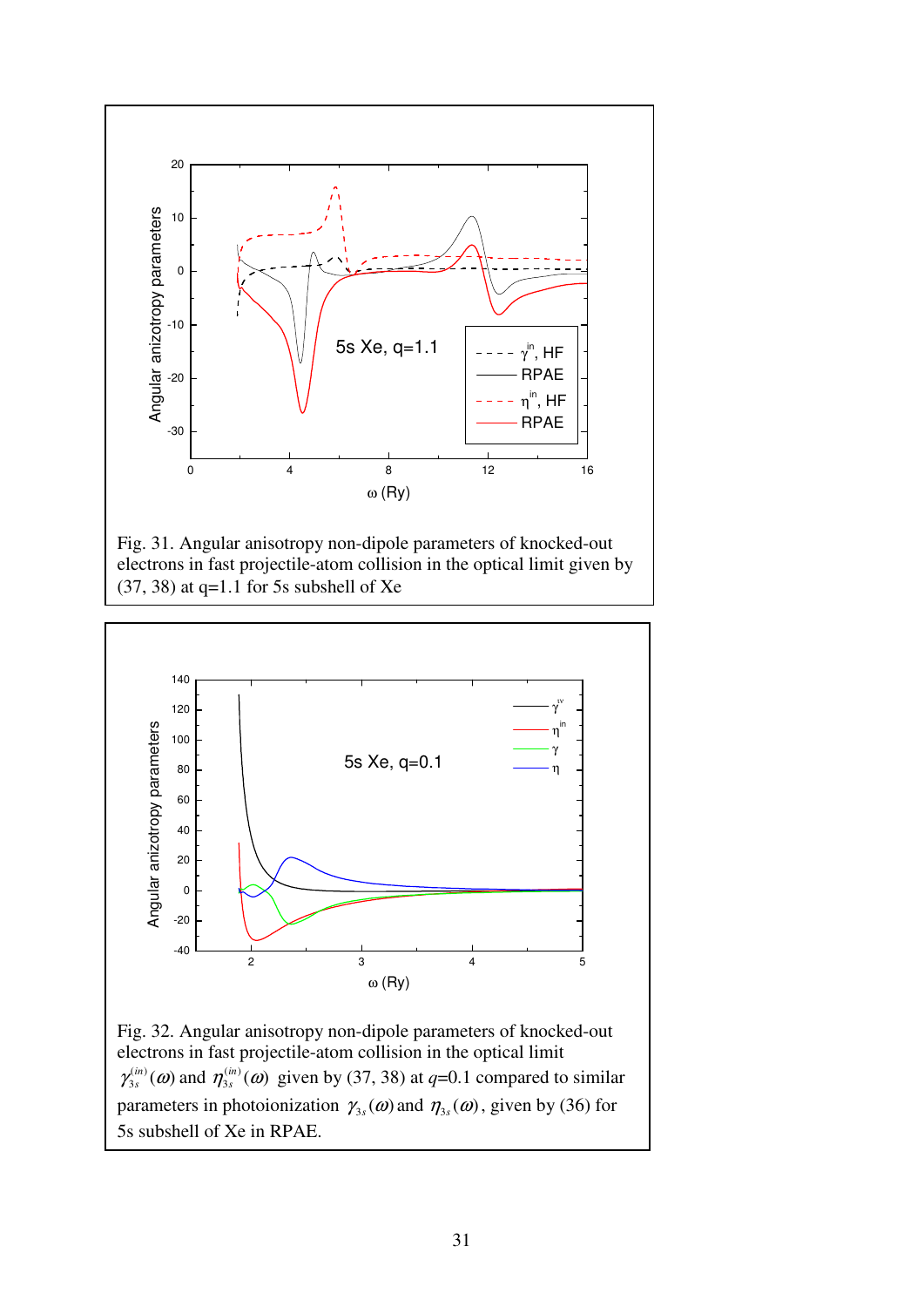Fig. 31. Angular anisotropy non-dipole parameters of knocked-out electrons in fast projectile-atom collision in the optical limit given by (37, 38) at q=1.1 for 5s subshell of Xe

Fig. 32. Angular anisotropy non-dipole parameters of knocked-out electrons in fast projectile-atom collision in the optical limit $\gamma_{3s}^{(in)}(\omega)$ and $\eta_{3s}^{(in)}(\omega)$ given by (37, 38) at $q$=0.1 compared to similar parameters in photoionization $\gamma_{3s}(\omega)$ and $\eta_{3s}(\omega)$, given by (36) for 5s subshell of Xe in RPAE.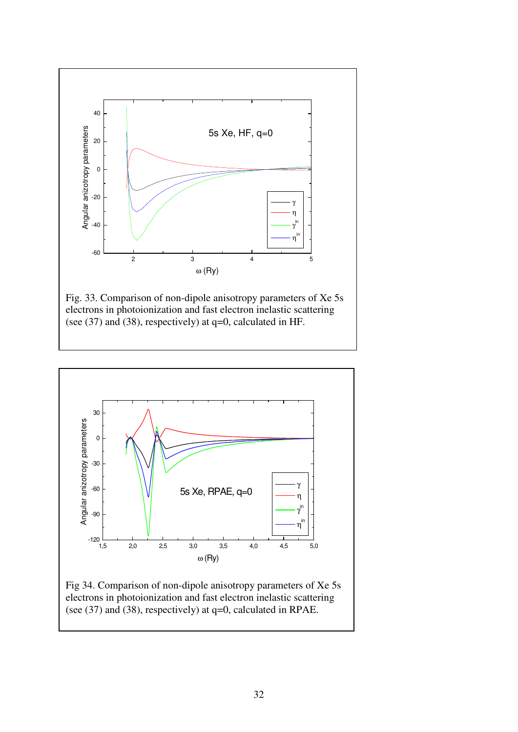Fig. 33. Comparison of non-dipole anisotropy parameters of Xe 5s electrons in photoionization and fast electron inelastic scattering (see (37) and (38), respectively) at q=0, calculated in HF.

Fig 34. Comparison of non-dipole anisotropy parameters of Xe 5s electrons in photoionization and fast electron inelastic scattering (see (37) and (38), respectively) at q=0, calculated in RPAE.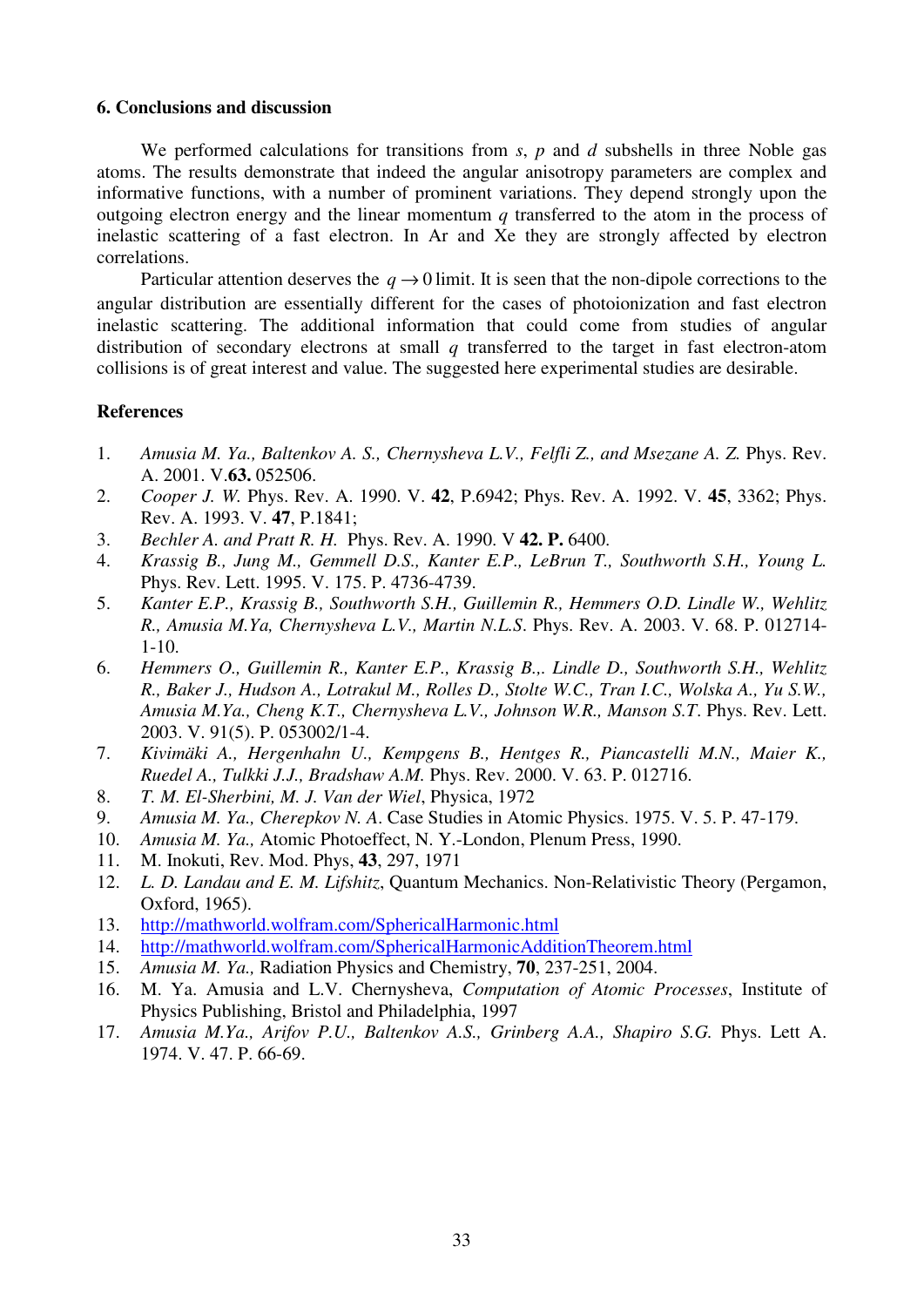## 6. Conclusions and discussion

We performed calculations for transitions from *s*, *p* and *d* subshells in three Noble gas atoms. The results demonstrate that indeed the angular anisotropy parameters are complex and informative functions, with a number of prominent variations. They depend strongly upon the outgoing electron energy and the linear momentum $q$ transferred to the atom in the process of inelastic scattering of a fast electron. In Ar and Xe they are strongly affected by electron correlations.

Particular attention deserves the $q \to 0$ limit. It is seen that the non-dipole corrections to the angular distribution are essentially different for the cases of photoionization and fast electron inelastic scattering. The additional information that could come from studies of angular distribution of secondary electrons at small $q$ transferred to the target in fast electron-atom collisions is of great interest and value. The suggested here experimental studies are desirable.

## References

1. *Amusia M. Ya., Baltenkov A. S., Chernysheva L.V., Felfli Z., and Msezane A. Z.* Phys. Rev. A. 2001. V.**63.** 052506.
2. *Cooper J. W.* Phys. Rev. A. 1990. V. **42**, P.6942; Phys. Rev. A. 1992. V. **45**, 3362; Phys. Rev. A. 1993. V. **47**, P.1841;
3. *Bechler A. and Pratt R. H.* Phys. Rev. A. 1990. V **42. P.** 6400.
4. *Krassig B., Jung M., Gemmell D.S., Kanter E.P., LeBrun T., Southworth S.H., Young L.* Phys. Rev. Lett. 1995. V. 175. P. 4736-4739.
5. *Kanter E.P., Krassig B., Southworth S.H., Guillemin R., Hemmers O.D. Lindle W., Wehlitz R., Amusia M.Ya, Chernysheva L.V., Martin N.L.S.* Phys. Rev. A. 2003. V. 68. P. 012714-1-10.
6. *Hemmers O., Guillemin R., Kanter E.P., Krassig B.,. Lindle D., Southworth S.H., Wehlitz R., Baker J., Hudson A., Lotrakul M., Rolles D., Stolte W.C., Tran I.C., Wolska A., Yu S.W., Amusia M.Ya., Cheng K.T., Chernysheva L.V., Johnson W.R., Manson S.T.* Phys. Rev. Lett. 2003. V. 91(5). P. 053002/1-4.
7. *Kivimäki A., Hergenhahn U., Kempgens B., Hentges R., Piancastelli M.N., Maier K., Ruedel A., Tulkki J.J., Bradshaw A.M.* Phys. Rev. 2000. V. 63. P. 012716.
8. *T. M. El-Sherbini, M. J. Van der Wiel*, Physica, 1972
9. *Amusia M. Ya., Cherepkov N. A.* Case Studies in Atomic Physics. 1975. V. 5. P. 47-179.
10. *Amusia M. Ya.,* Atomic Photoeffect, N. Y.-London, Plenum Press, 1990.
11. M. Inokuti, Rev. Mod. Phys, **43**, 297, 1971
12. *L. D. Landau and E. M. Lifshitz*, Quantum Mechanics. Non-Relativistic Theory (Pergamon, Oxford, 1965).
13. http://mathworld.wolfram.com/SphericalHarmonic.html
14. http://mathworld.wolfram.com/SphericalHarmonicAdditionTheorem.html
15. *Amusia M. Ya.,* Radiation Physics and Chemistry, **70**, 237-251, 2004.
16. M. Ya. Amusia and L.V. Chernysheva, *Computation of Atomic Processes*, Institute of Physics Publishing, Bristol and Philadelphia, 1997
17. *Amusia M.Ya., Arifov P.U., Baltenkov A.S., Grinberg A.A., Shapiro S.G.* Phys. Lett A. 1974. V. 47. P. 66-69.